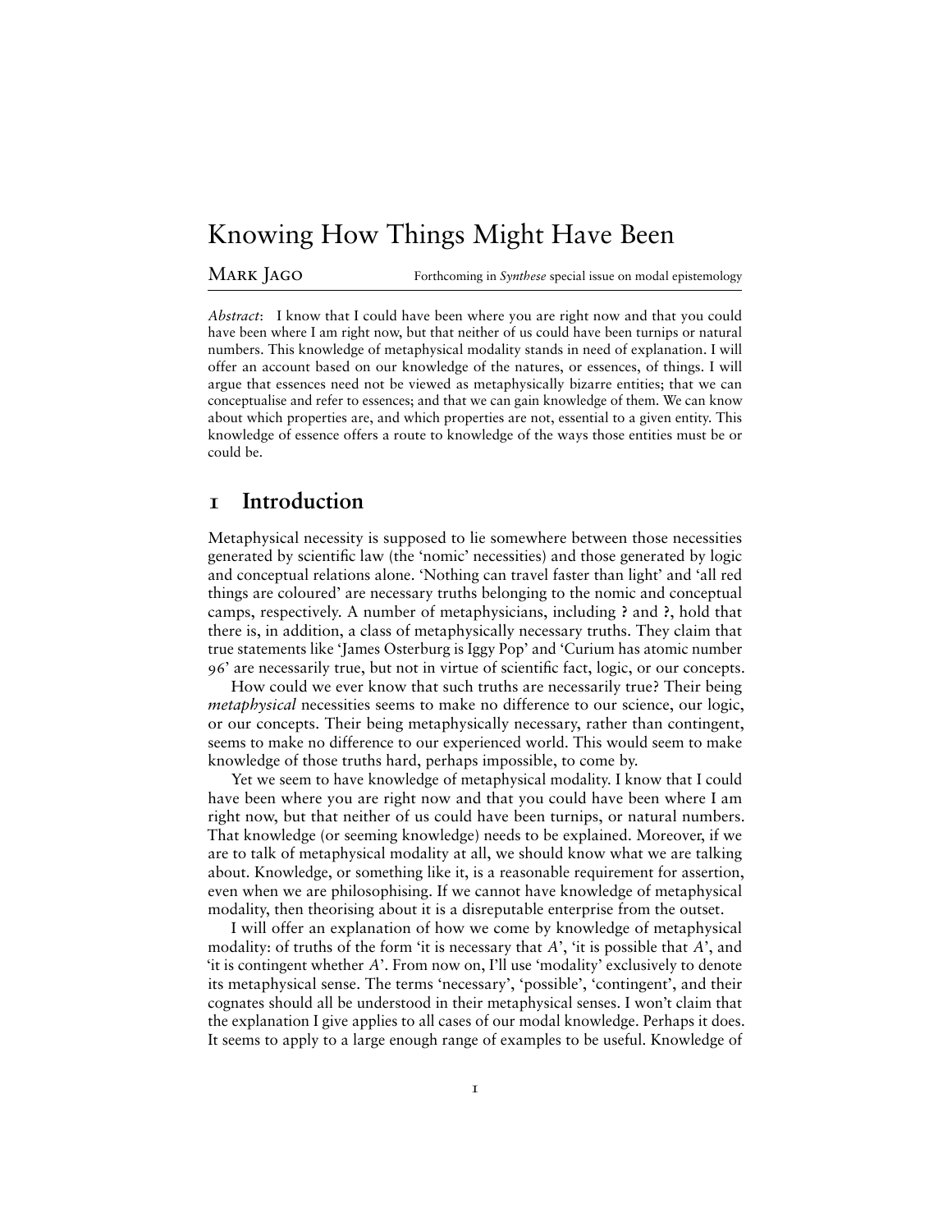# Knowing How Things Might Have Been

**Mark Jago** Forthcoming in *Synthese* special issue on modal epistemology

*Abstract*: I know that I could have been where you are right now and that you could have been where I am right now, but that neither of us could have been turnips or natural numbers. This knowledge of metaphysical modality stands in need of explanation. I will offer an account based on our knowledge of the natures, or essences, of things. I will argue that essences need not be viewed as metaphysically bizarre entities; that we can conceptualise and refer to essences; and that we can gain knowledge of them. We can know about which properties are, and which properties are not, essential to a given entity. This knowledge of essence offers a route to knowledge of the ways those entities must be or could be.

## 1 Introduction

Metaphysical necessity is supposed to lie somewhere between those necessities generated by scientific law (the 'nomic' necessities) and those generated by logic and conceptual relations alone. 'Nothing can travel faster than light' and 'all red things are coloured' are necessary truths belonging to the nomic and conceptual camps, respectively. A number of metaphysicians, including **?** and **?**, hold that there is, in addition, a class of metaphysically necessary truths. They claim that true statements like 'James Osterburg is Iggy Pop' and 'Curium has atomic number 96' are necessarily true, but not in virtue of scientific fact, logic, or our concepts.

How could we ever know that such truths are necessarily true? Their being *metaphysical* necessities seems to make no difference to our science, our logic, or our concepts. Their being metaphysically necessary, rather than contingent, seems to make no difference to our experienced world. This would seem to make knowledge of those truths hard, perhaps impossible, to come by.

Yet we seem to have knowledge of metaphysical modality. I know that I could have been where you are right now and that you could have been where I am right now, but that neither of us could have been turnips, or natural numbers. That knowledge (or seeming knowledge) needs to be explained. Moreover, if we are to talk of metaphysical modality at all, we should know what we are talking about. Knowledge, or something like it, is a reasonable requirement for assertion, even when we are philosophising. If we cannot have knowledge of metaphysical modality, then theorising about it is a disreputable enterprise from the outset.

I will offer an explanation of how we come by knowledge of metaphysical modality: of truths of the form 'it is necessary that *A*', 'it is possible that *A*', and 'it is contingent whether *A*'. From now on, I'll use 'modality' exclusively to denote its metaphysical sense. The terms 'necessary', 'possible', 'contingent', and their cognates should all be understood in their metaphysical senses. I won't claim that the explanation I give applies to all cases of our modal knowledge. Perhaps it does. It seems to apply to a large enough range of examples to be useful. Knowledge of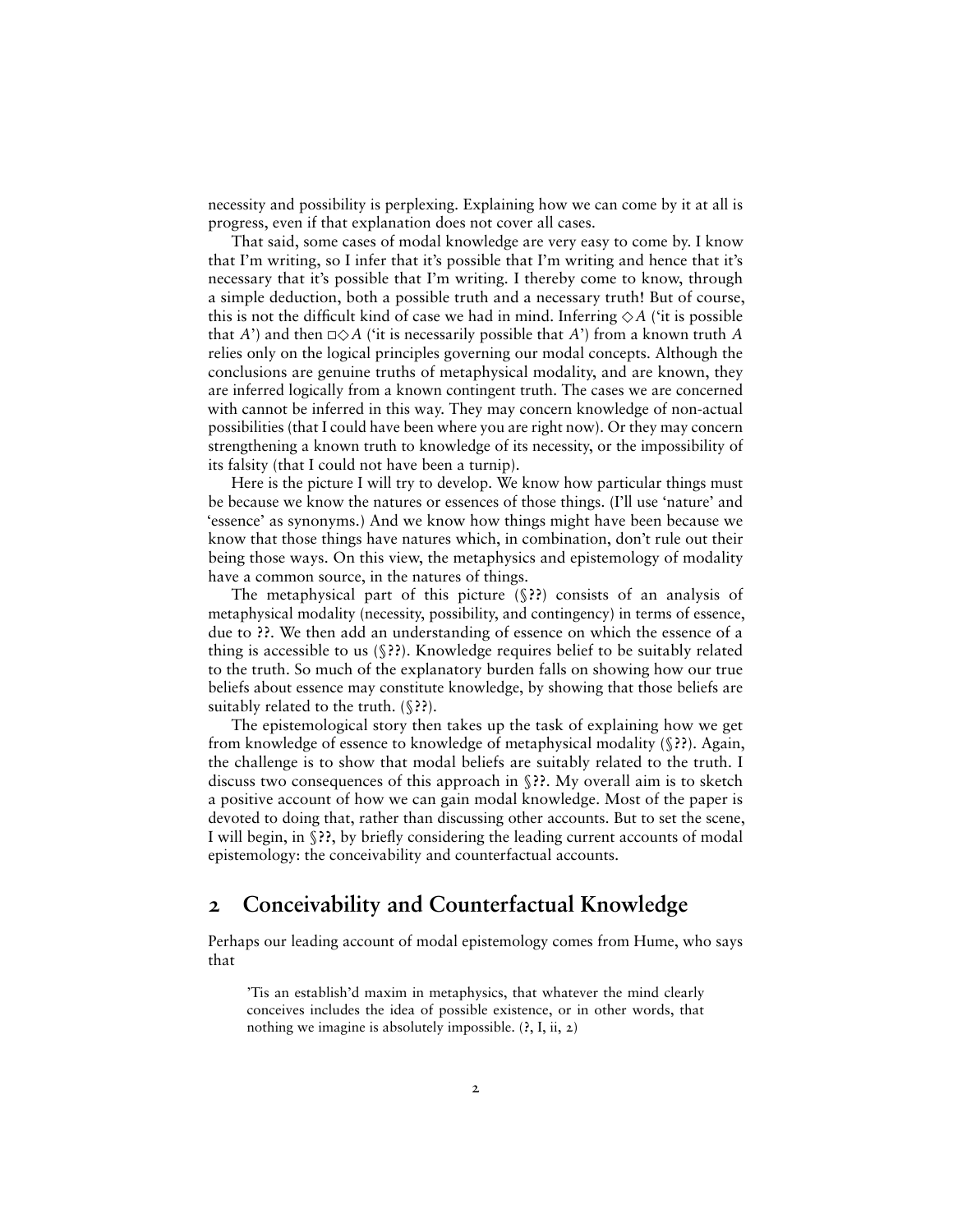necessity and possibility is perplexing. Explaining how we can come by it at all is progress, even if that explanation does not cover all cases.

That said, some cases of modal knowledge are very easy to come by. I know that I'm writing, so I infer that it's possible that I'm writing and hence that it's necessary that it's possible that I'm writing. I thereby come to know, through a simple deduction, both a possible truth and a necessary truth! But of course, this is not the difficult kind of case we had in mind. Inferring $\diamond A$ ('it is possible that $A$') and then $\Box\diamond A$ ('it is necessarily possible that $A$') from a known truth $A$ relies only on the logical principles governing our modal concepts. Although the conclusions are genuine truths of metaphysical modality, and are known, they are inferred logically from a known contingent truth. The cases we are concerned with cannot be inferred in this way. They may concern knowledge of non-actual possibilities (that I could have been where you are right now). Or they may concern strengthening a known truth to knowledge of its necessity, or the impossibility of its falsity (that I could not have been a turnip).

Here is the picture I will try to develop. We know how particular things must be because we know the natures or essences of those things. (I'll use 'nature' and 'essence' as synonyms.) And we know how things might have been because we know that those things have natures which, in combination, don't rule out their being those ways. On this view, the metaphysics and epistemology of modality have a common source, in the natures of things.

The metaphysical part of this picture (§??) consists of an analysis of metaphysical modality (necessity, possibility, and contingency) in terms of essence, due to ??. We then add an understanding of essence on which the essence of a thing is accessible to us (§??). Knowledge requires belief to be suitably related to the truth. So much of the explanatory burden falls on showing how our true beliefs about essence may constitute knowledge, by showing that those beliefs are suitably related to the truth. (§??).

The epistemological story then takes up the task of explaining how we get from knowledge of essence to knowledge of metaphysical modality (§??). Again, the challenge is to show that modal beliefs are suitably related to the truth. I discuss two consequences of this approach in §??. My overall aim is to sketch a positive account of how we can gain modal knowledge. Most of the paper is devoted to doing that, rather than discussing other accounts. But to set the scene, I will begin, in §??, by briefly considering the leading current accounts of modal epistemology: the conceivability and counterfactual accounts.

## 2 Conceivability and Counterfactual Knowledge

Perhaps our leading account of modal epistemology comes from Hume, who says that

> 'Tis an establish'd maxim in metaphysics, that whatever the mind clearly conceives includes the idea of possible existence, or in other words, that nothing we imagine is absolutely impossible. (?, I, ii, 2)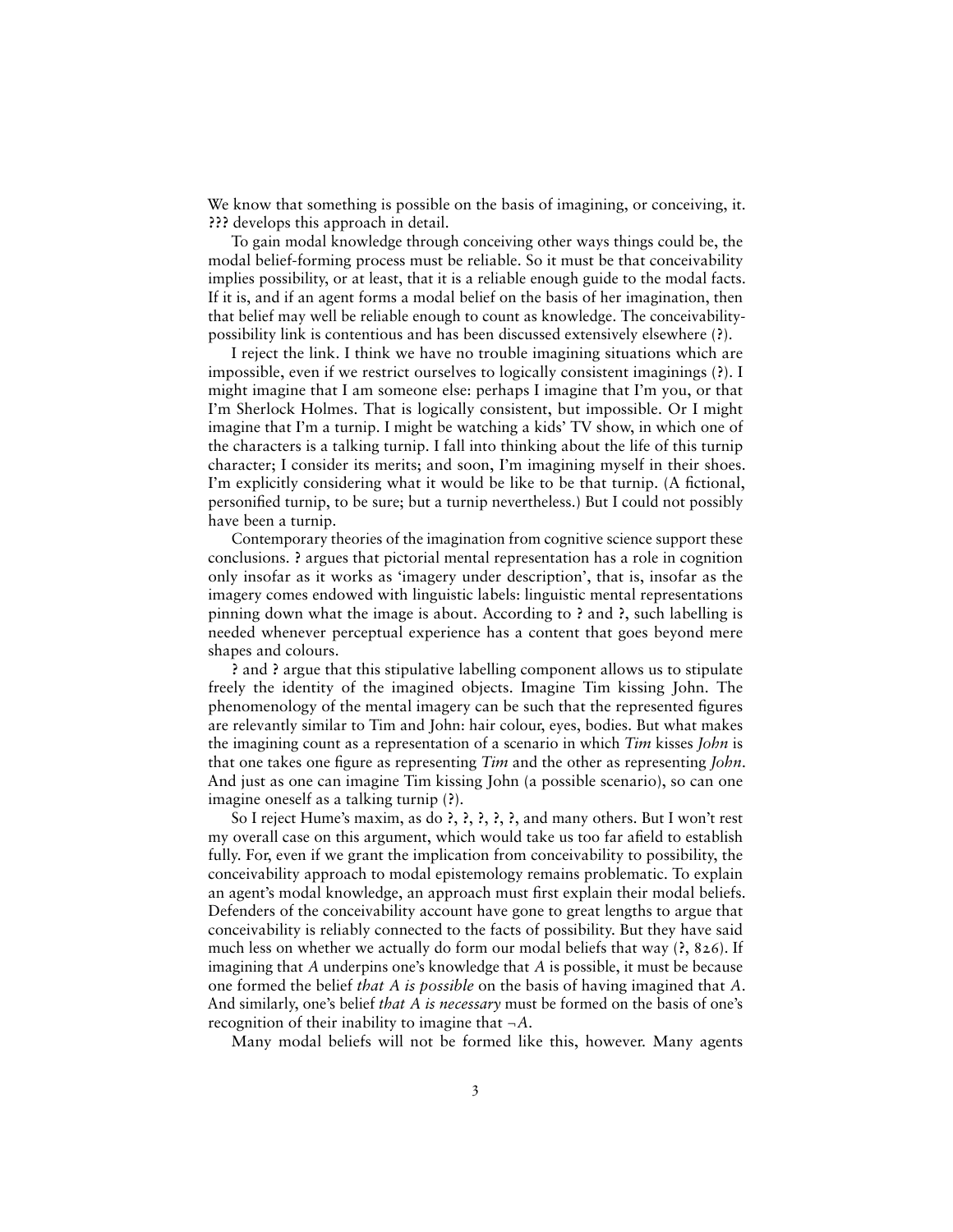We know that something is possible on the basis of imagining, or conceiving, it. ??? develops this approach in detail.

To gain modal knowledge through conceiving other ways things could be, the modal belief-forming process must be reliable. So it must be that conceivability implies possibility, or at least, that it is a reliable enough guide to the modal facts. If it is, and if an agent forms a modal belief on the basis of her imagination, then that belief may well be reliable enough to count as knowledge. The conceivability-possibility link is contentious and has been discussed extensively elsewhere (?).

I reject the link. I think we have no trouble imagining situations which are impossible, even if we restrict ourselves to logically consistent imaginings (?). I might imagine that I am someone else: perhaps I imagine that I'm you, or that I'm Sherlock Holmes. That is logically consistent, but impossible. Or I might imagine that I'm a turnip. I might be watching a kids' TV show, in which one of the characters is a talking turnip. I fall into thinking about the life of this turnip character; I consider its merits; and soon, I'm imagining myself in their shoes. I'm explicitly considering what it would be like to be that turnip. (A fictional, personified turnip, to be sure; but a turnip nevertheless.) But I could not possibly have been a turnip.

Contemporary theories of the imagination from cognitive science support these conclusions. ? argues that pictorial mental representation has a role in cognition only insofar as it works as 'imagery under description', that is, insofar as the imagery comes endowed with linguistic labels: linguistic mental representations pinning down what the image is about. According to ? and ?, such labelling is needed whenever perceptual experience has a content that goes beyond mere shapes and colours.

? and ? argue that this stipulative labelling component allows us to stipulate freely the identity of the imagined objects. Imagine Tim kissing John. The phenomenology of the mental imagery can be such that the represented figures are relevantly similar to Tim and John: hair colour, eyes, bodies. But what makes the imagining count as a representation of a scenario in which *Tim* kisses *John* is that one takes one figure as representing *Tim* and the other as representing *John*. And just as one can imagine Tim kissing John (a possible scenario), so can one imagine oneself as a talking turnip (?).

So I reject Hume's maxim, as do ?, ?, ?, ?, ?, and many others. But I won't rest my overall case on this argument, which would take us too far afield to establish fully. For, even if we grant the implication from conceivability to possibility, the conceivability approach to modal epistemology remains problematic. To explain an agent's modal knowledge, an approach must first explain their modal beliefs. Defenders of the conceivability account have gone to great lengths to argue that conceivability is reliably connected to the facts of possibility. But they have said much less on whether we actually do form our modal beliefs that way (?, 826). If imagining that $A$ underpins one's knowledge that $A$ is possible, it must be because one formed the belief *that $A$ is possible* on the basis of having imagined that $A$. And similarly, one's belief *that $A$ is necessary* must be formed on the basis of one's recognition of their inability to imagine that $\neg A$.

Many modal beliefs will not be formed like this, however. Many agents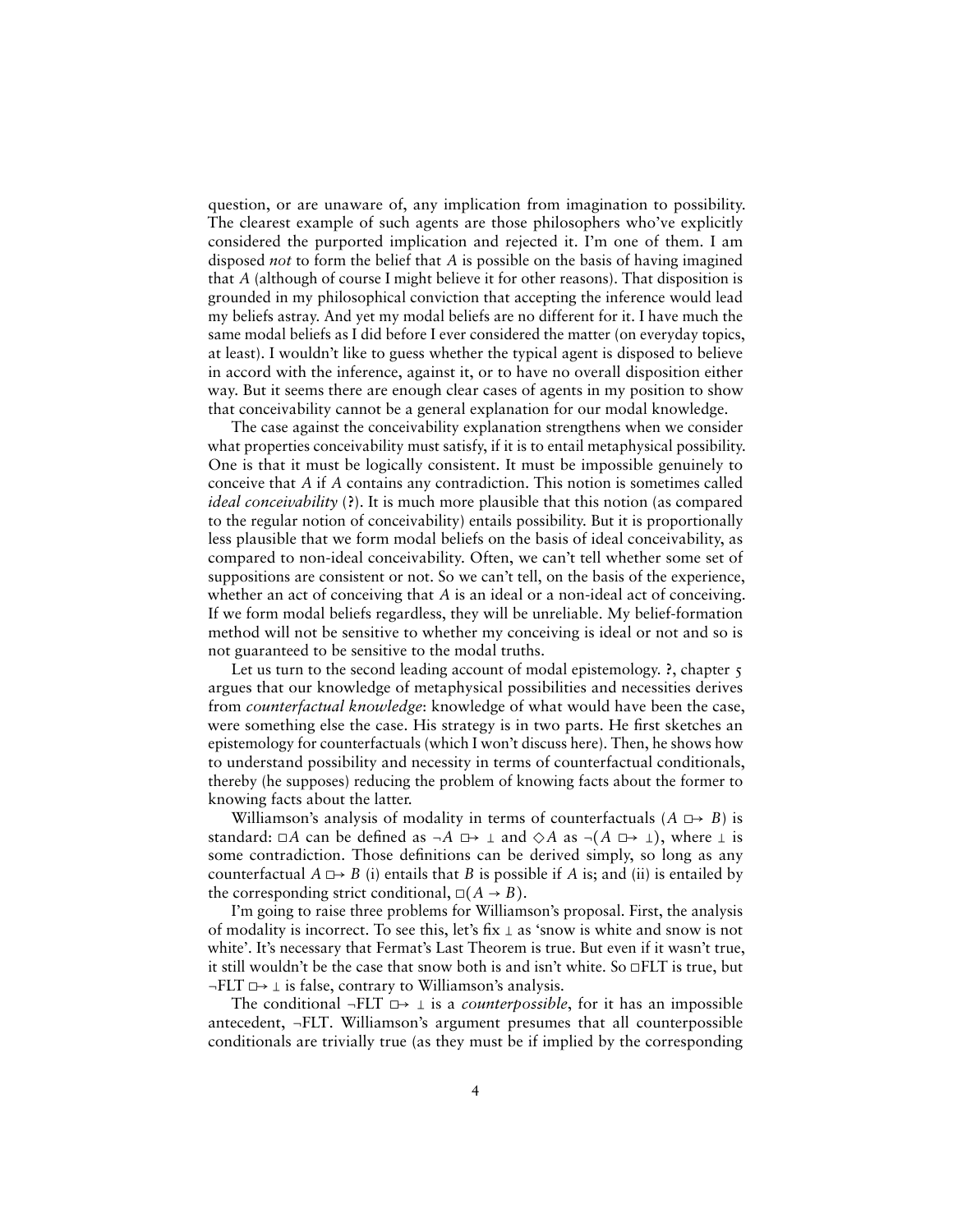question, or are unaware of, any implication from imagination to possibility. The clearest example of such agents are those philosophers who've explicitly considered the purported implication and rejected it. I'm one of them. I am disposed *not* to form the belief that *A* is possible on the basis of having imagined that *A* (although of course I might believe it for other reasons). That disposition is grounded in my philosophical conviction that accepting the inference would lead my beliefs astray. And yet my modal beliefs are no different for it. I have much the same modal beliefs as I did before I ever considered the matter (on everyday topics, at least). I wouldn't like to guess whether the typical agent is disposed to believe in accord with the inference, against it, or to have no overall disposition either way. But it seems there are enough clear cases of agents in my position to show that conceivability cannot be a general explanation for our modal knowledge.

The case against the conceivability explanation strengthens when we consider what properties conceivability must satisfy, if it is to entail metaphysical possibility. One is that it must be logically consistent. It must be impossible genuinely to conceive that *A* if *A* contains any contradiction. This notion is sometimes called *ideal conceivability* (**?**). It is much more plausible that this notion (as compared to the regular notion of conceivability) entails possibility. But it is proportionally less plausible that we form modal beliefs on the basis of ideal conceivability, as compared to non-ideal conceivability. Often, we can't tell whether some set of suppositions are consistent or not. So we can't tell, on the basis of the experience, whether an act of conceiving that *A* is an ideal or a non-ideal act of conceiving. If we form modal beliefs regardless, they will be unreliable. My belief-formation method will not be sensitive to whether my conceiving is ideal or not and so is not guaranteed to be sensitive to the modal truths.

Let us turn to the second leading account of modal epistemology. **?**, chapter 5 argues that our knowledge of metaphysical possibilities and necessities derives from *counterfactual knowledge*: knowledge of what would have been the case, were something else the case. His strategy is in two parts. He first sketches an epistemology for counterfactuals (which I won't discuss here). Then, he shows how to understand possibility and necessity in terms of counterfactual conditionals, thereby (he supposes) reducing the problem of knowing facts about the former to knowing facts about the latter.

Williamson's analysis of modality in terms of counterfactuals ($A \mathrel{\Box\!\!\rightarrow} B$) is standard: $\Box A$ can be defined as $\neg A \mathrel{\Box\!\!\rightarrow} \bot$ and $\Diamond A$ as $\neg(A \mathrel{\Box\!\!\rightarrow} \bot)$, where $\bot$ is some contradiction. Those definitions can be derived simply, so long as any counterfactual $A \mathrel{\Box\!\!\rightarrow} B$ (i) entails that *B* is possible if *A* is; and (ii) is entailed by the corresponding strict conditional, $\Box(A \rightarrow B)$.

I'm going to raise three problems for Williamson's proposal. First, the analysis of modality is incorrect. To see this, let's fix $\bot$ as 'snow is white and snow is not white'. It's necessary that Fermat's Last Theorem is true. But even if it wasn't true, it still wouldn't be the case that snow both is and isn't white. So $\Box$FLT is true, but $\neg$FLT $\mathrel{\Box\!\!\rightarrow} \bot$ is false, contrary to Williamson's analysis.

The conditional $\neg$FLT $\mathrel{\Box\!\!\rightarrow} \bot$ is a *counterpossible*, for it has an impossible antecedent, $\neg$FLT. Williamson's argument presumes that all counterpossible conditionals are trivially true (as they must be if implied by the corresponding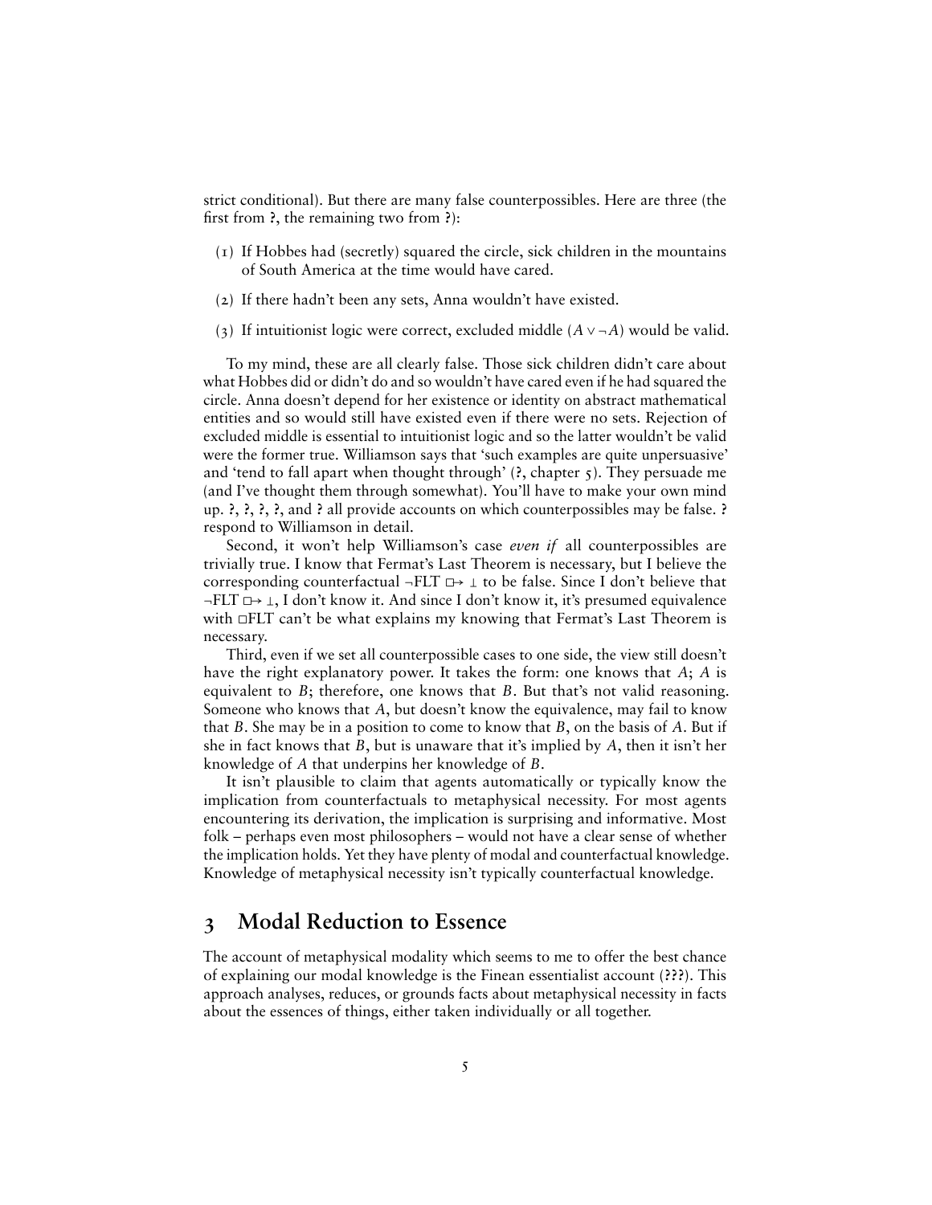strict conditional). But there are many false counterpossibles. Here are three (the first from ?, the remaining two from ?):

(1) If Hobbes had (secretly) squared the circle, sick children in the mountains of South America at the time would have cared.

(2) If there hadn't been any sets, Anna wouldn't have existed.

(3) If intuitionist logic were correct, excluded middle ($A \vee \neg A$) would be valid.

To my mind, these are all clearly false. Those sick children didn't care about what Hobbes did or didn't do and so wouldn't have cared even if he had squared the circle. Anna doesn't depend for her existence or identity on abstract mathematical entities and so would still have existed even if there were no sets. Rejection of excluded middle is essential to intuitionist logic and so the latter wouldn't be valid were the former true. Williamson says that 'such examples are quite unpersuasive' and 'tend to fall apart when thought through' (?, chapter 5). They persuade me (and I've thought them through somewhat). You'll have to make your own mind up. ?, ?, ?, ?, and ? all provide accounts on which counterpossibles may be false. ? respond to Williamson in detail.

Second, it won't help Williamson's case *even if* all counterpossibles are trivially true. I know that Fermat's Last Theorem is necessary, but I believe the corresponding counterfactual $\neg\text{FLT} \mathrel{\Box\!\!\rightarrow} \bot$ to be false. Since I don't believe that $\neg\text{FLT} \mathrel{\Box\!\!\rightarrow} \bot$, I don't know it. And since I don't know it, it's presumed equivalence with $\Box\text{FLT}$ can't be what explains my knowing that Fermat's Last Theorem is necessary.

Third, even if we set all counterpossible cases to one side, the view still doesn't have the right explanatory power. It takes the form: one knows that $A$; $A$ is equivalent to $B$; therefore, one knows that $B$. But that's not valid reasoning. Someone who knows that $A$, but doesn't know the equivalence, may fail to know that $B$. She may be in a position to come to know that $B$, on the basis of $A$. But if she in fact knows that $B$, but is unaware that it's implied by $A$, then it isn't her knowledge of $A$ that underpins her knowledge of $B$.

It isn't plausible to claim that agents automatically or typically know the implication from counterfactuals to metaphysical necessity. For most agents encountering its derivation, the implication is surprising and informative. Most folk – perhaps even most philosophers – would not have a clear sense of whether the implication holds. Yet they have plenty of modal and counterfactual knowledge. Knowledge of metaphysical necessity isn't typically counterfactual knowledge.

## 3 Modal Reduction to Essence

The account of metaphysical modality which seems to me to offer the best chance of explaining our modal knowledge is the Finean essentialist account (???). This approach analyses, reduces, or grounds facts about metaphysical necessity in facts about the essences of things, either taken individually or all together.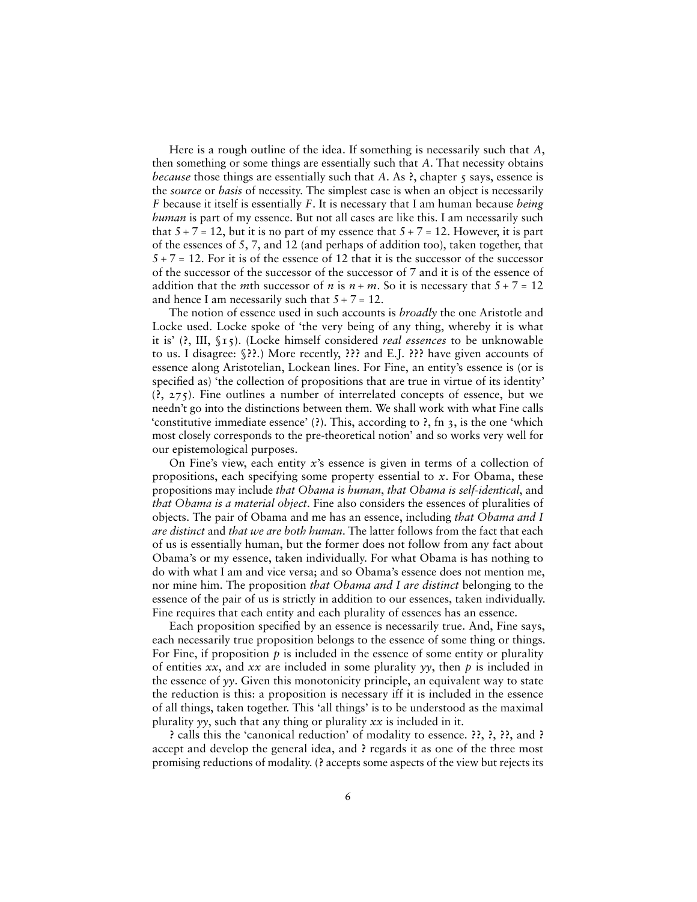Here is a rough outline of the idea. If something is necessarily such that $A$, then something or some things are essentially such that $A$. That necessity obtains *because* those things are essentially such that $A$. As ?, chapter 5 says, essence is the *source* or *basis* of necessity. The simplest case is when an object is necessarily $F$ because it itself is essentially $F$. It is necessary that I am human because *being human* is part of my essence. But not all cases are like this. I am necessarily such that $5 + 7 = 12$, but it is no part of my essence that $5 + 7 = 12$. However, it is part of the essences of 5, 7, and 12 (and perhaps of addition too), taken together, that $5 + 7 = 12$. For it is of the essence of 12 that it is the successor of the successor of the successor of the successor of the successor of 7 and it is of the essence of addition that the $m$th successor of $n$ is $n + m$. So it is necessary that $5 + 7 = 12$ and hence I am necessarily such that $5 + 7 = 12$.

The notion of essence used in such accounts is *broadly* the one Aristotle and Locke used. Locke spoke of 'the very being of any thing, whereby it is what it is' (?, III, §15). (Locke himself considered *real essences* to be unknowable to us. I disagree: §??.) More recently, ??? and E.J. ??? have given accounts of essence along Aristotelian, Lockean lines. For Fine, an entity's essence is (or is specified as) 'the collection of propositions that are true in virtue of its identity' (?, 275). Fine outlines a number of interrelated concepts of essence, but we needn't go into the distinctions between them. We shall work with what Fine calls 'constitutive immediate essence' (?). This, according to ?, fn 3, is the one 'which most closely corresponds to the pre-theoretical notion' and so works very well for our epistemological purposes.

On Fine's view, each entity $x$'s essence is given in terms of a collection of propositions, each specifying some property essential to $x$. For Obama, these propositions may include *that Obama is human*, *that Obama is self-identical*, and *that Obama is a material object*. Fine also considers the essences of pluralities of objects. The pair of Obama and me has an essence, including *that Obama and I are distinct* and *that we are both human*. The latter follows from the fact that each of us is essentially human, but the former does not follow from any fact about Obama's or my essence, taken individually. For what Obama is has nothing to do with what I am and vice versa; and so Obama's essence does not mention me, nor mine him. The proposition *that Obama and I are distinct* belonging to the essence of the pair of us is strictly in addition to our essences, taken individually. Fine requires that each entity and each plurality of essences has an essence.

Each proposition specified by an essence is necessarily true. And, Fine says, each necessarily true proposition belongs to the essence of some thing or things. For Fine, if proposition $p$ is included in the essence of some entity or plurality of entities $xx$, and $xx$ are included in some plurality $yy$, then $p$ is included in the essence of $yy$. Given this monotonicity principle, an equivalent way to state the reduction is this: a proposition is necessary iff it is included in the essence of all things, taken together. This 'all things' is to be understood as the maximal plurality $yy$, such that any thing or plurality $xx$ is included in it.

? calls this the 'canonical reduction' of modality to essence. ??, ?, ??, and ? accept and develop the general idea, and ? regards it as one of the three most promising reductions of modality. (? accepts some aspects of the view but rejects its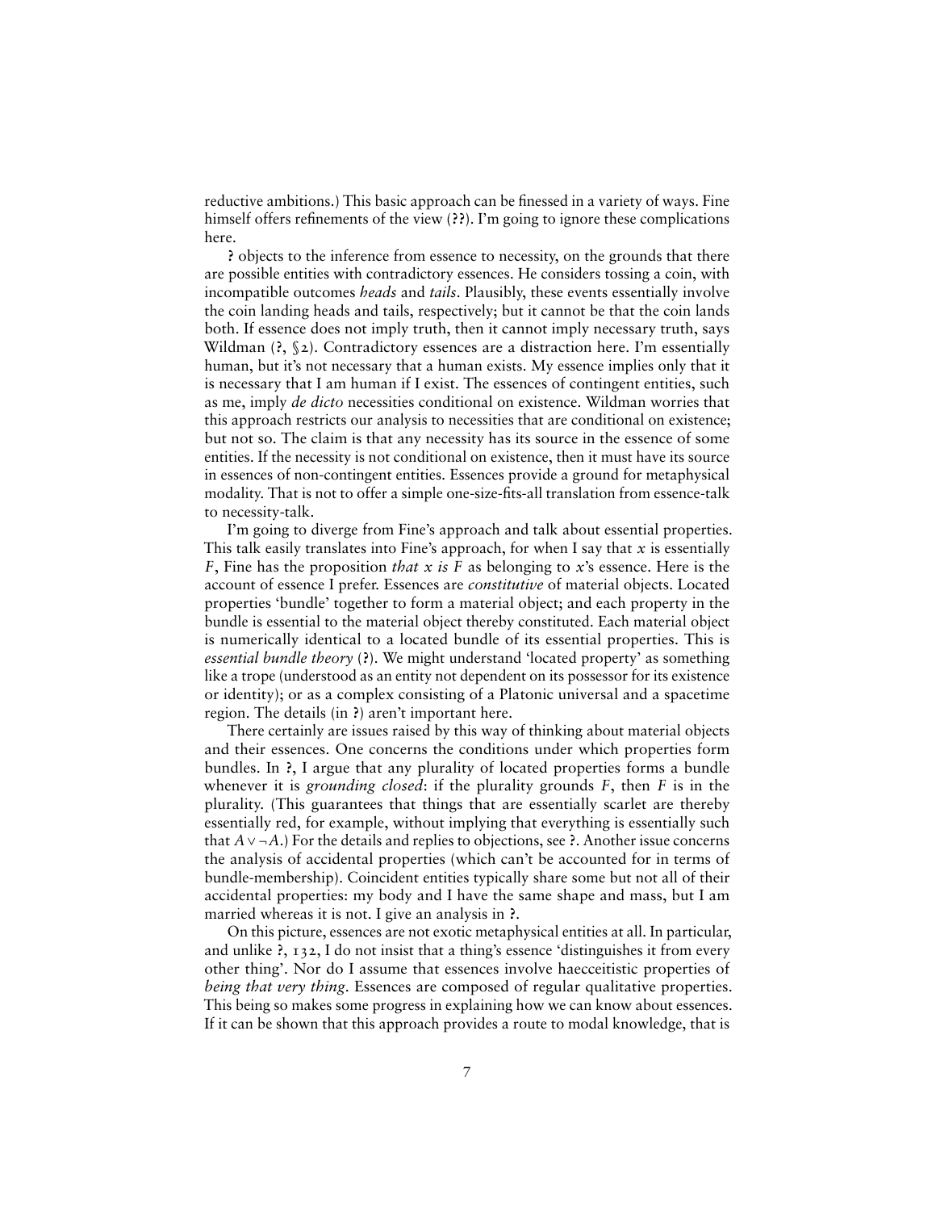reductive ambitions.) This basic approach can be finessed in a variety of ways. Fine himself offers refinements of the view (??). I'm going to ignore these complications here.

? objects to the inference from essence to necessity, on the grounds that there are possible entities with contradictory essences. He considers tossing a coin, with incompatible outcomes *heads* and *tails*. Plausibly, these events essentially involve the coin landing heads and tails, respectively; but it cannot be that the coin lands both. If essence does not imply truth, then it cannot imply necessary truth, says Wildman (?, §2). Contradictory essences are a distraction here. I'm essentially human, but it's not necessary that a human exists. My essence implies only that it is necessary that I am human if I exist. The essences of contingent entities, such as me, imply *de dicto* necessities conditional on existence. Wildman worries that this approach restricts our analysis to necessities that are conditional on existence; but not so. The claim is that any necessity has its source in the essence of some entities. If the necessity is not conditional on existence, then it must have its source in essences of non-contingent entities. Essences provide a ground for metaphysical modality. That is not to offer a simple one-size-fits-all translation from essence-talk to necessity-talk.

I'm going to diverge from Fine's approach and talk about essential properties. This talk easily translates into Fine's approach, for when I say that $x$ is essentially $F$, Fine has the proposition *that $x$ is $F$* as belonging to $x$'s essence. Here is the account of essence I prefer. Essences are *constitutive* of material objects. Located properties 'bundle' together to form a material object; and each property in the bundle is essential to the material object thereby constituted. Each material object is numerically identical to a located bundle of its essential properties. This is *essential bundle theory* (?). We might understand 'located property' as something like a trope (understood as an entity not dependent on its possessor for its existence or identity); or as a complex consisting of a Platonic universal and a spacetime region. The details (in ?) aren't important here.

There certainly are issues raised by this way of thinking about material objects and their essences. One concerns the conditions under which properties form bundles. In ?, I argue that any plurality of located properties forms a bundle whenever it is *grounding closed*: if the plurality grounds $F$, then $F$ is in the plurality. (This guarantees that things that are essentially scarlet are thereby essentially red, for example, without implying that everything is essentially such that $A \vee \neg A$.) For the details and replies to objections, see ?. Another issue concerns the analysis of accidental properties (which can't be accounted for in terms of bundle-membership). Coincident entities typically share some but not all of their accidental properties: my body and I have the same shape and mass, but I am married whereas it is not. I give an analysis in ?.

On this picture, essences are not exotic metaphysical entities at all. In particular, and unlike ?, 132, I do not insist that a thing's essence 'distinguishes it from every other thing'. Nor do I assume that essences involve haecceitistic properties of *being that very thing*. Essences are composed of regular qualitative properties. This being so makes some progress in explaining how we can know about essences. If it can be shown that this approach provides a route to modal knowledge, that is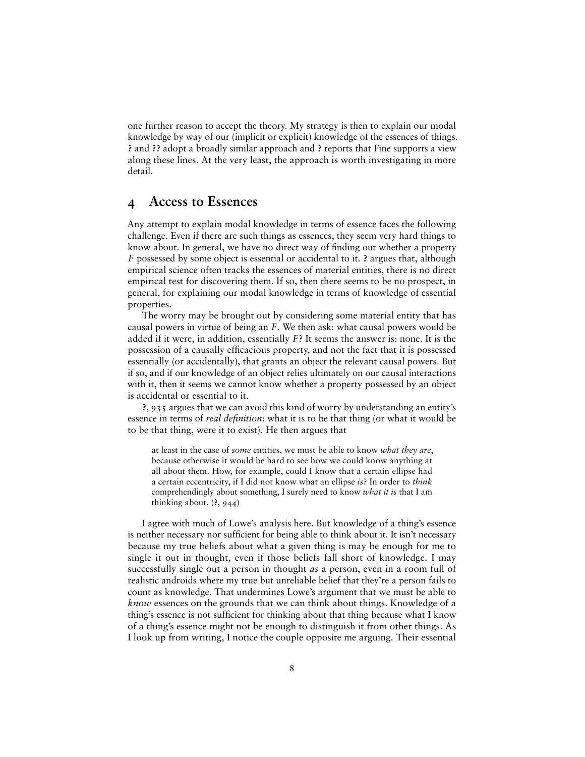one further reason to accept the theory. My strategy is then to explain our modal knowledge by way of our (implicit or explicit) knowledge of the essences of things. ? and ?? adopt a broadly similar approach and ? reports that Fine supports a view along these lines. At the very least, the approach is worth investigating in more detail.

## 4 Access to Essences

Any attempt to explain modal knowledge in terms of essence faces the following challenge. Even if there are such things as essences, they seem very hard things to know about. In general, we have no direct way of finding out whether a property $F$ possessed by some object is essential or accidental to it. ? argues that, although empirical science often tracks the essences of material entities, there is no direct empirical test for discovering them. If so, then there seems to be no prospect, in general, for explaining our modal knowledge in terms of knowledge of essential properties.

The worry may be brought out by considering some material entity that has causal powers in virtue of being an $F$. We then ask: what causal powers would be added if it were, in addition, essentially $F$? It seems the answer is: none. It is the possession of a causally efficacious property, and not the fact that it is possessed essentially (or accidentally), that grants an object the relevant causal powers. But if so, and if our knowledge of an object relies ultimately on our causal interactions with it, then it seems we cannot know whether a property possessed by an object is accidental or essential to it.

?, 935 argues that we can avoid this kind of worry by understanding an entity's essence in terms of *real definition*: what it is to be that thing (or what it would be to be that thing, were it to exist). He then argues that

> at least in the case of *some* entities, we must be able to know *what they are*, because otherwise it would be hard to see how we could know anything at all about them. How, for example, could I know that a certain ellipse had a certain eccentricity, if I did not know what an ellipse *is*? In order to *think* comprehendingly about something, I surely need to know *what it is* that I am thinking about. (?, 944)

I agree with much of Lowe's analysis here. But knowledge of a thing's essence is neither necessary nor sufficient for being able to think about it. It isn't necessary because my true beliefs about what a given thing is may be enough for me to single it out in thought, even if those beliefs fall short of knowledge. I may successfully single out a person in thought *as* a person, even in a room full of realistic androids where my true but unreliable belief that they're a person fails to count as knowledge. That undermines Lowe's argument that we must be able to *know* essences on the grounds that we can think about things. Knowledge of a thing's essence is not sufficient for thinking about that thing because what I know of a thing's essence might not be enough to distinguish it from other things. As I look up from writing, I notice the couple opposite me arguing. Their essential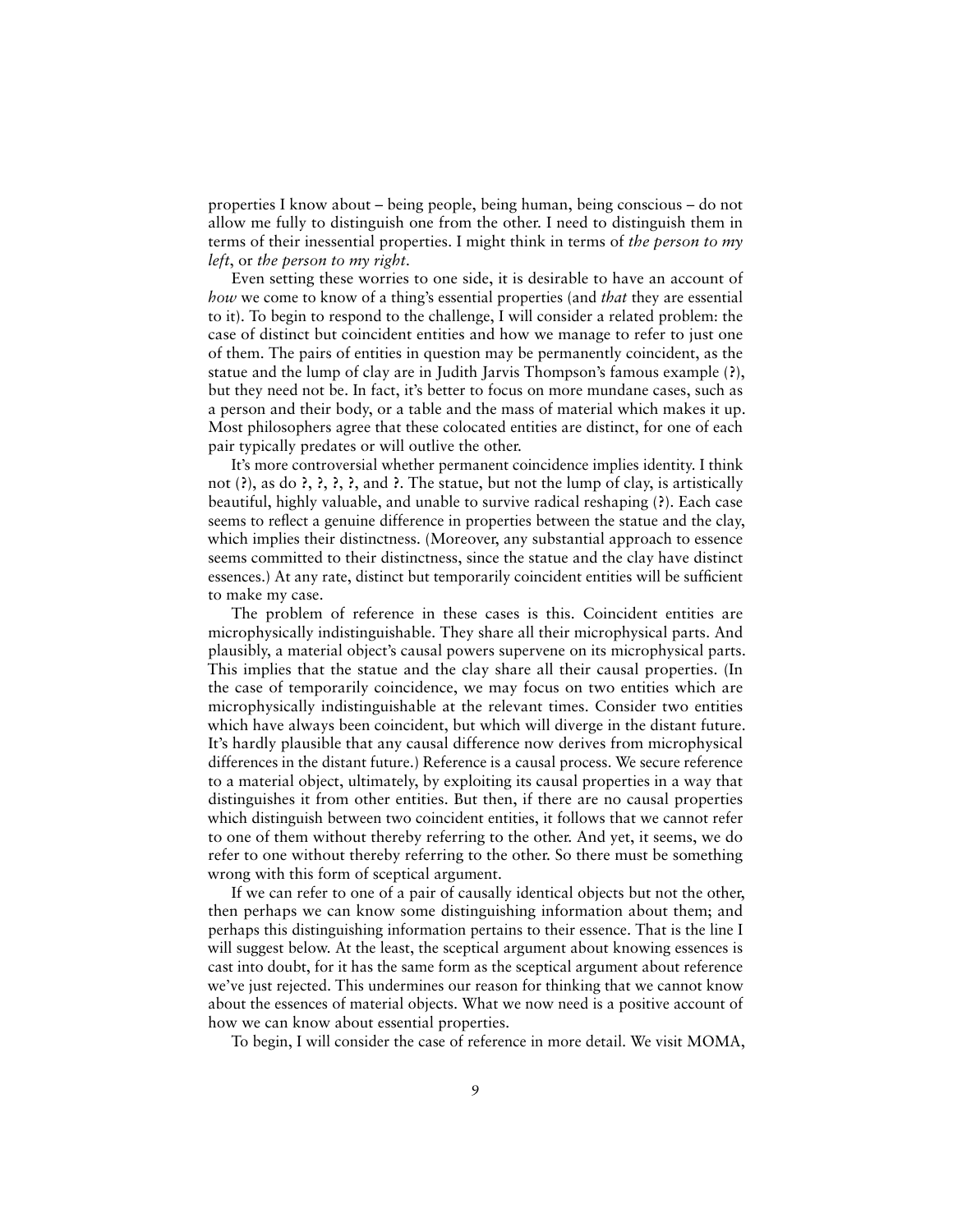properties I know about – being people, being human, being conscious – do not allow me fully to distinguish one from the other. I need to distinguish them in terms of their inessential properties. I might think in terms of *the person to my left*, or *the person to my right*.

Even setting these worries to one side, it is desirable to have an account of *how* we come to know of a thing's essential properties (and *that* they are essential to it). To begin to respond to the challenge, I will consider a related problem: the case of distinct but coincident entities and how we manage to refer to just one of them. The pairs of entities in question may be permanently coincident, as the statue and the lump of clay are in Judith Jarvis Thompson's famous example (?), but they need not be. In fact, it's better to focus on more mundane cases, such as a person and their body, or a table and the mass of material which makes it up. Most philosophers agree that these colocated entities are distinct, for one of each pair typically predates or will outlive the other.

It's more controversial whether permanent coincidence implies identity. I think not (?), as do ?, ?, ?, ?, and ?. The statue, but not the lump of clay, is artistically beautiful, highly valuable, and unable to survive radical reshaping (?). Each case seems to reflect a genuine difference in properties between the statue and the clay, which implies their distinctness. (Moreover, any substantial approach to essence seems committed to their distinctness, since the statue and the clay have distinct essences.) At any rate, distinct but temporarily coincident entities will be sufficient to make my case.

The problem of reference in these cases is this. Coincident entities are microphysically indistinguishable. They share all their microphysical parts. And plausibly, a material object's causal powers supervene on its microphysical parts. This implies that the statue and the clay share all their causal properties. (In the case of temporarily coincidence, we may focus on two entities which are microphysically indistinguishable at the relevant times. Consider two entities which have always been coincident, but which will diverge in the distant future. It's hardly plausible that any causal difference now derives from microphysical differences in the distant future.) Reference is a causal process. We secure reference to a material object, ultimately, by exploiting its causal properties in a way that distinguishes it from other entities. But then, if there are no causal properties which distinguish between two coincident entities, it follows that we cannot refer to one of them without thereby referring to the other. And yet, it seems, we do refer to one without thereby referring to the other. So there must be something wrong with this form of sceptical argument.

If we can refer to one of a pair of causally identical objects but not the other, then perhaps we can know some distinguishing information about them; and perhaps this distinguishing information pertains to their essence. That is the line I will suggest below. At the least, the sceptical argument about knowing essences is cast into doubt, for it has the same form as the sceptical argument about reference we've just rejected. This undermines our reason for thinking that we cannot know about the essences of material objects. What we now need is a positive account of how we can know about essential properties.

To begin, I will consider the case of reference in more detail. We visit MOMA,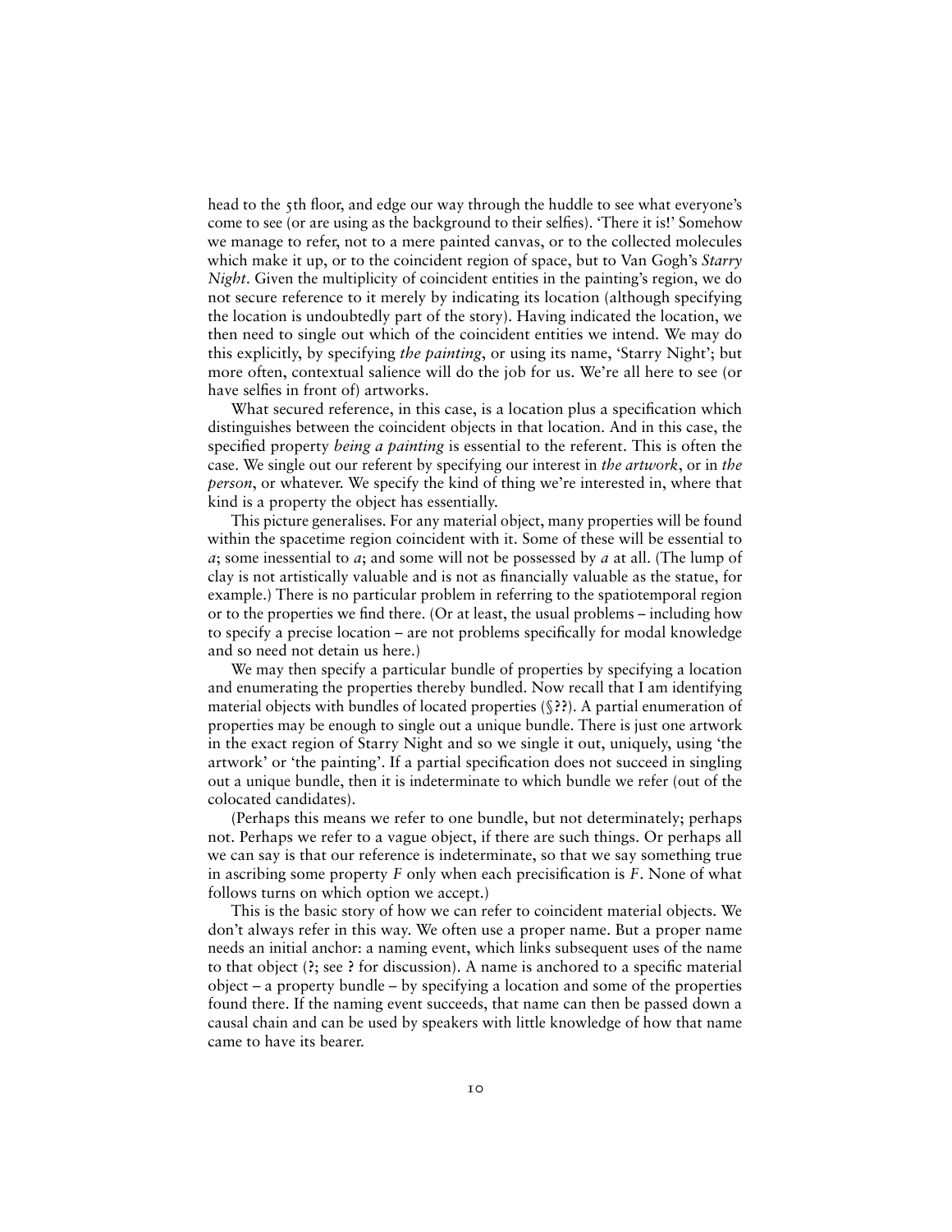head to the 5th floor, and edge our way through the huddle to see what everyone's come to see (or are using as the background to their selfies). 'There it is!' Somehow we manage to refer, not to a mere painted canvas, or to the collected molecules which make it up, or to the coincident region of space, but to Van Gogh's *Starry Night*. Given the multiplicity of coincident entities in the painting's region, we do not secure reference to it merely by indicating its location (although specifying the location is undoubtedly part of the story). Having indicated the location, we then need to single out which of the coincident entities we intend. We may do this explicitly, by specifying *the painting*, or using its name, 'Starry Night'; but more often, contextual salience will do the job for us. We're all here to see (or have selfies in front of) artworks.

What secured reference, in this case, is a location plus a specification which distinguishes between the coincident objects in that location. And in this case, the specified property *being a painting* is essential to the referent. This is often the case. We single out our referent by specifying our interest in *the artwork*, or in *the person*, or whatever. We specify the kind of thing we're interested in, where that kind is a property the object has essentially.

This picture generalises. For any material object, many properties will be found within the spacetime region coincident with it. Some of these will be essential to *a*; some inessential to *a*; and some will not be possessed by *a* at all. (The lump of clay is not artistically valuable and is not as financially valuable as the statue, for example.) There is no particular problem in referring to the spatiotemporal region or to the properties we find there. (Or at least, the usual problems – including how to specify a precise location – are not problems specifically for modal knowledge and so need not detain us here.)

We may then specify a particular bundle of properties by specifying a location and enumerating the properties thereby bundled. Now recall that I am identifying material objects with bundles of located properties (§**??**). A partial enumeration of properties may be enough to single out a unique bundle. There is just one artwork in the exact region of Starry Night and so we single it out, uniquely, using 'the artwork' or 'the painting'. If a partial specification does not succeed in singling out a unique bundle, then it is indeterminate to which bundle we refer (out of the colocated candidates).

(Perhaps this means we refer to one bundle, but not determinately; perhaps not. Perhaps we refer to a vague object, if there are such things. Or perhaps all we can say is that our reference is indeterminate, so that we say something true in ascribing some property *F* only when each precisification is *F*. None of what follows turns on which option we accept.)

This is the basic story of how we can refer to coincident material objects. We don't always refer in this way. We often use a proper name. But a proper name needs an initial anchor: a naming event, which links subsequent uses of the name to that object (**?**; see **?** for discussion). A name is anchored to a specific material object – a property bundle – by specifying a location and some of the properties found there. If the naming event succeeds, that name can then be passed down a causal chain and can be used by speakers with little knowledge of how that name came to have its bearer.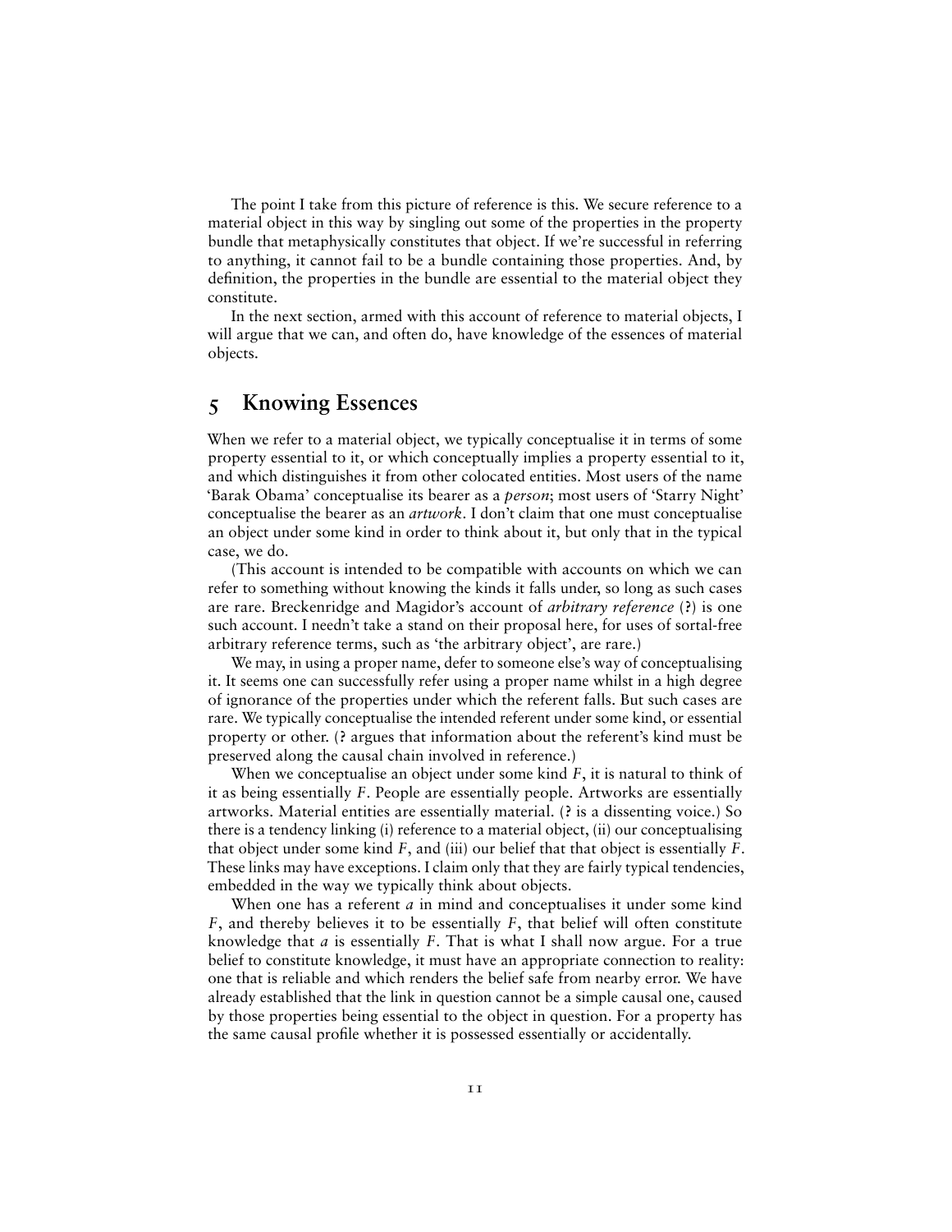The point I take from this picture of reference is this. We secure reference to a material object in this way by singling out some of the properties in the property bundle that metaphysically constitutes that object. If we're successful in referring to anything, it cannot fail to be a bundle containing those properties. And, by definition, the properties in the bundle are essential to the material object they constitute.

In the next section, armed with this account of reference to material objects, I will argue that we can, and often do, have knowledge of the essences of material objects.

## 5 Knowing Essences

When we refer to a material object, we typically conceptualise it in terms of some property essential to it, or which conceptually implies a property essential to it, and which distinguishes it from other colocated entities. Most users of the name 'Barak Obama' conceptualise its bearer as a *person*; most users of 'Starry Night' conceptualise the bearer as an *artwork*. I don't claim that one must conceptualise an object under some kind in order to think about it, but only that in the typical case, we do.

(This account is intended to be compatible with accounts on which we can refer to something without knowing the kinds it falls under, so long as such cases are rare. Breckenridge and Magidor's account of *arbitrary reference* (?) is one such account. I needn't take a stand on their proposal here, for uses of sortal-free arbitrary reference terms, such as 'the arbitrary object', are rare.)

We may, in using a proper name, defer to someone else's way of conceptualising it. It seems one can successfully refer using a proper name whilst in a high degree of ignorance of the properties under which the referent falls. But such cases are rare. We typically conceptualise the intended referent under some kind, or essential property or other. (? argues that information about the referent's kind must be preserved along the causal chain involved in reference.)

When we conceptualise an object under some kind $F$, it is natural to think of it as being essentially $F$. People are essentially people. Artworks are essentially artworks. Material entities are essentially material. (? is a dissenting voice.) So there is a tendency linking (i) reference to a material object, (ii) our conceptualising that object under some kind $F$, and (iii) our belief that that object is essentially $F$. These links may have exceptions. I claim only that they are fairly typical tendencies, embedded in the way we typically think about objects.

When one has a referent $a$ in mind and conceptualises it under some kind $F$, and thereby believes it to be essentially $F$, that belief will often constitute knowledge that $a$ is essentially $F$. That is what I shall now argue. For a true belief to constitute knowledge, it must have an appropriate connection to reality: one that is reliable and which renders the belief safe from nearby error. We have already established that the link in question cannot be a simple causal one, caused by those properties being essential to the object in question. For a property has the same causal profile whether it is possessed essentially or accidentally.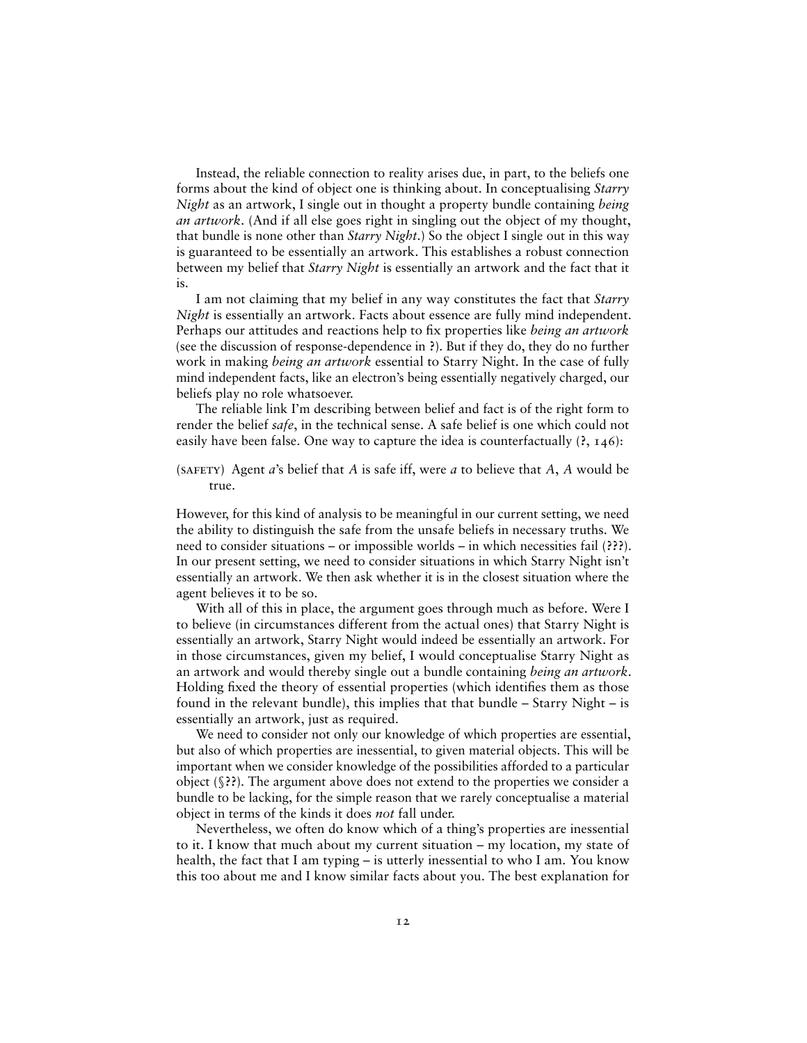Instead, the reliable connection to reality arises due, in part, to the beliefs one forms about the kind of object one is thinking about. In conceptualising *Starry Night* as an artwork, I single out in thought a property bundle containing *being an artwork*. (And if all else goes right in singling out the object of my thought, that bundle is none other than *Starry Night*.) So the object I single out in this way is guaranteed to be essentially an artwork. This establishes a robust connection between my belief that *Starry Night* is essentially an artwork and the fact that it is.

I am not claiming that my belief in any way constitutes the fact that *Starry Night* is essentially an artwork. Facts about essence are fully mind independent. Perhaps our attitudes and reactions help to fix properties like *being an artwork* (see the discussion of response-dependence in ?). But if they do, they do no further work in making *being an artwork* essential to Starry Night. In the case of fully mind independent facts, like an electron's being essentially negatively charged, our beliefs play no role whatsoever.

The reliable link I'm describing between belief and fact is of the right form to render the belief *safe*, in the technical sense. A safe belief is one which could not easily have been false. One way to capture the idea is counterfactually (?, 146):

(SAFETY) Agent *a*'s belief that *A* is safe iff, were *a* to believe that *A*, *A* would be true.

However, for this kind of analysis to be meaningful in our current setting, we need the ability to distinguish the safe from the unsafe beliefs in necessary truths. We need to consider situations – or impossible worlds – in which necessities fail (???). In our present setting, we need to consider situations in which Starry Night isn't essentially an artwork. We then ask whether it is in the closest situation where the agent believes it to be so.

With all of this in place, the argument goes through much as before. Were I to believe (in circumstances different from the actual ones) that Starry Night is essentially an artwork, Starry Night would indeed be essentially an artwork. For in those circumstances, given my belief, I would conceptualise Starry Night as an artwork and would thereby single out a bundle containing *being an artwork*. Holding fixed the theory of essential properties (which identifies them as those found in the relevant bundle), this implies that that bundle – Starry Night – is essentially an artwork, just as required.

We need to consider not only our knowledge of which properties are essential, but also of which properties are inessential, to given material objects. This will be important when we consider knowledge of the possibilities afforded to a particular object (§??). The argument above does not extend to the properties we consider a bundle to be lacking, for the simple reason that we rarely conceptualise a material object in terms of the kinds it does *not* fall under.

Nevertheless, we often do know which of a thing's properties are inessential to it. I know that much about my current situation – my location, my state of health, the fact that I am typing – is utterly inessential to who I am. You know this too about me and I know similar facts about you. The best explanation for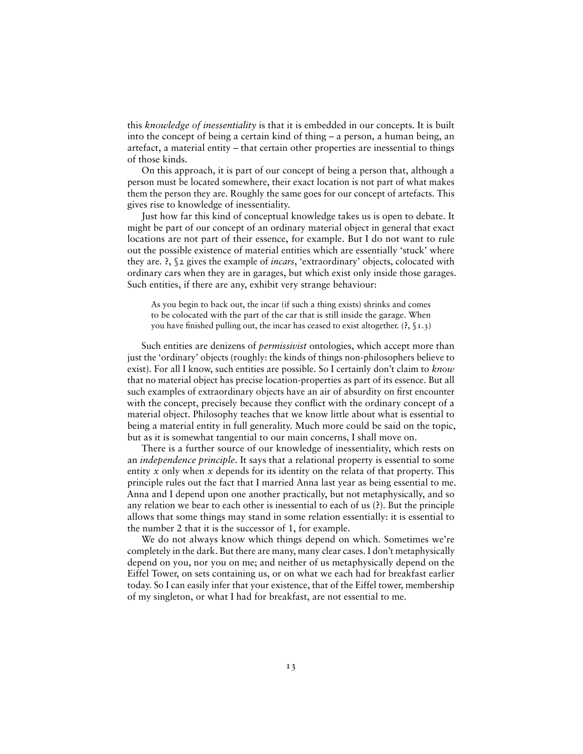this *knowledge of inessentiality* is that it is embedded in our concepts. It is built into the concept of being a certain kind of thing – a person, a human being, an artefact, a material entity – that certain other properties are inessential to things of those kinds.

On this approach, it is part of our concept of being a person that, although a person must be located somewhere, their exact location is not part of what makes them the person they are. Roughly the same goes for our concept of artefacts. This gives rise to knowledge of inessentiality.

Just how far this kind of conceptual knowledge takes us is open to debate. It might be part of our concept of an ordinary material object in general that exact locations are not part of their essence, for example. But I do not want to rule out the possible existence of material entities which are essentially 'stuck' where they are. **?**, §2 gives the example of *incars*, 'extraordinary' objects, colocated with ordinary cars when they are in garages, but which exist only inside those garages. Such entities, if there are any, exhibit very strange behaviour:

> As you begin to back out, the incar (if such a thing exists) shrinks and comes to be colocated with the part of the car that is still inside the garage. When you have finished pulling out, the incar has ceased to exist altogether. (**?**, §1.3)

Such entities are denizens of *permissivist* ontologies, which accept more than just the 'ordinary' objects (roughly: the kinds of things non-philosophers believe to exist). For all I know, such entities are possible. So I certainly don't claim to *know* that no material object has precise location-properties as part of its essence. But all such examples of extraordinary objects have an air of absurdity on first encounter with the concept, precisely because they conflict with the ordinary concept of a material object. Philosophy teaches that we know little about what is essential to being a material entity in full generality. Much more could be said on the topic, but as it is somewhat tangential to our main concerns, I shall move on.

There is a further source of our knowledge of inessentiality, which rests on an *independence principle*. It says that a relational property is essential to some entity $x$ only when $x$ depends for its identity on the relata of that property. This principle rules out the fact that I married Anna last year as being essential to me. Anna and I depend upon one another practically, but not metaphysically, and so any relation we bear to each other is inessential to each of us (**?**). But the principle allows that some things may stand in some relation essentially: it is essential to the number 2 that it is the successor of 1, for example.

We do not always know which things depend on which. Sometimes we're completely in the dark. But there are many, many clear cases. I don't metaphysically depend on you, nor you on me; and neither of us metaphysically depend on the Eiffel Tower, on sets containing us, or on what we each had for breakfast earlier today. So I can easily infer that your existence, that of the Eiffel tower, membership of my singleton, or what I had for breakfast, are not essential to me.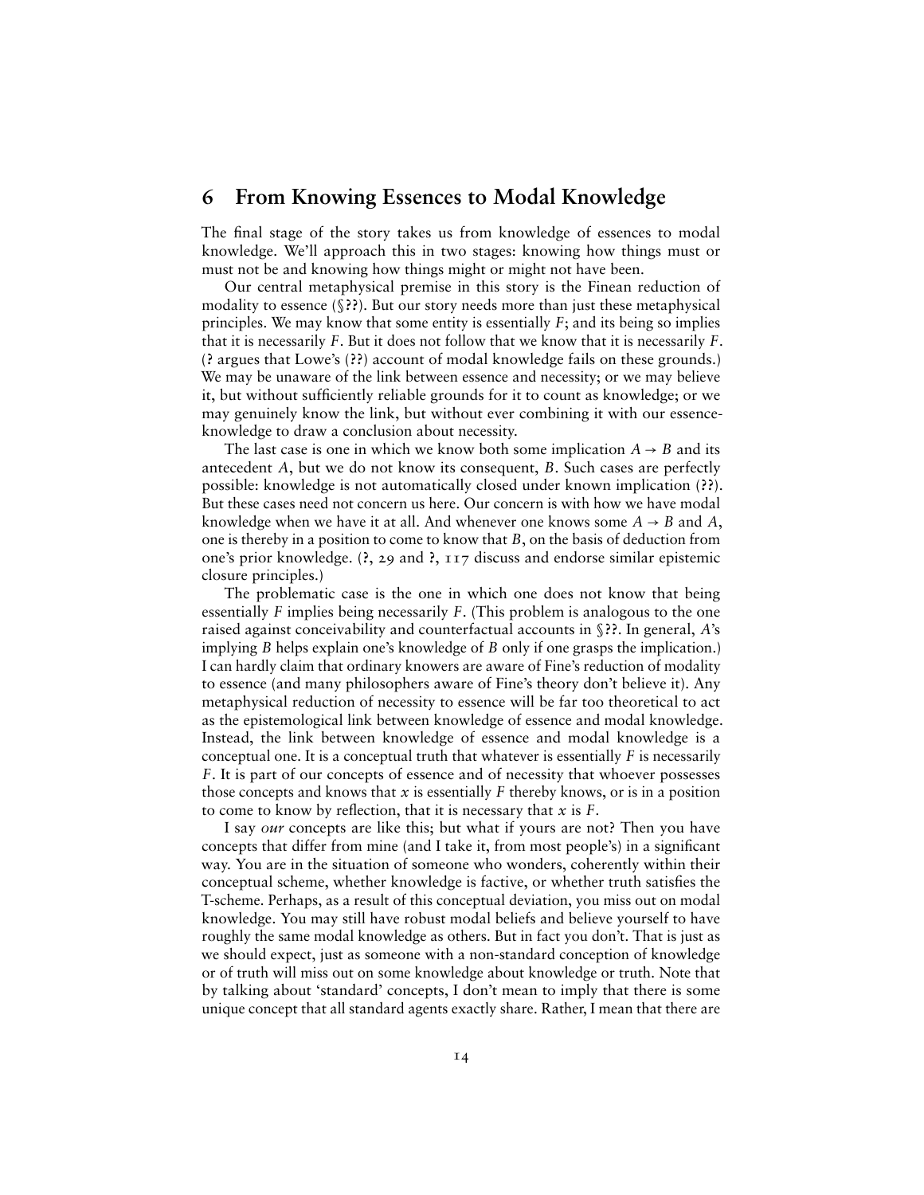## 6 From Knowing Essences to Modal Knowledge

The final stage of the story takes us from knowledge of essences to modal knowledge. We'll approach this in two stages: knowing how things must or must not be and knowing how things might or might not have been.

Our central metaphysical premise in this story is the Finean reduction of modality to essence (§??). But our story needs more than just these metaphysical principles. We may know that some entity is essentially *F*; and its being so implies that it is necessarily *F*. But it does not follow that we know that it is necessarily *F*. (? argues that Lowe's (??) account of modal knowledge fails on these grounds.) We may be unaware of the link between essence and necessity; or we may believe it, but without sufficiently reliable grounds for it to count as knowledge; or we may genuinely know the link, but without ever combining it with our essence-knowledge to draw a conclusion about necessity.

The last case is one in which we know both some implication $A \rightarrow B$ and its antecedent *A*, but we do not know its consequent, *B*. Such cases are perfectly possible: knowledge is not automatically closed under known implication (??). But these cases need not concern us here. Our concern is with how we have modal knowledge when we have it at all. And whenever one knows some $A \rightarrow B$ and *A*, one is thereby in a position to come to know that *B*, on the basis of deduction from one's prior knowledge. (?, 29 and ?, 117 discuss and endorse similar epistemic closure principles.)

The problematic case is the one in which one does not know that being essentially *F* implies being necessarily *F*. (This problem is analogous to the one raised against conceivability and counterfactual accounts in §??. In general, *A*'s implying *B* helps explain one's knowledge of *B* only if one grasps the implication.) I can hardly claim that ordinary knowers are aware of Fine's reduction of modality to essence (and many philosophers aware of Fine's theory don't believe it). Any metaphysical reduction of necessity to essence will be far too theoretical to act as the epistemological link between knowledge of essence and modal knowledge. Instead, the link between knowledge of essence and modal knowledge is a conceptual one. It is a conceptual truth that whatever is essentially *F* is necessarily *F*. It is part of our concepts of essence and of necessity that whoever possesses those concepts and knows that *x* is essentially *F* thereby knows, or is in a position to come to know by reflection, that it is necessary that *x* is *F*.

I say *our* concepts are like this; but what if yours are not? Then you have concepts that differ from mine (and I take it, from most people's) in a significant way. You are in the situation of someone who wonders, coherently within their conceptual scheme, whether knowledge is factive, or whether truth satisfies the T-scheme. Perhaps, as a result of this conceptual deviation, you miss out on modal knowledge. You may still have robust modal beliefs and believe yourself to have roughly the same modal knowledge as others. But in fact you don't. That is just as we should expect, just as someone with a non-standard conception of knowledge or of truth will miss out on some knowledge about knowledge or truth. Note that by talking about 'standard' concepts, I don't mean to imply that there is some unique concept that all standard agents exactly share. Rather, I mean that there are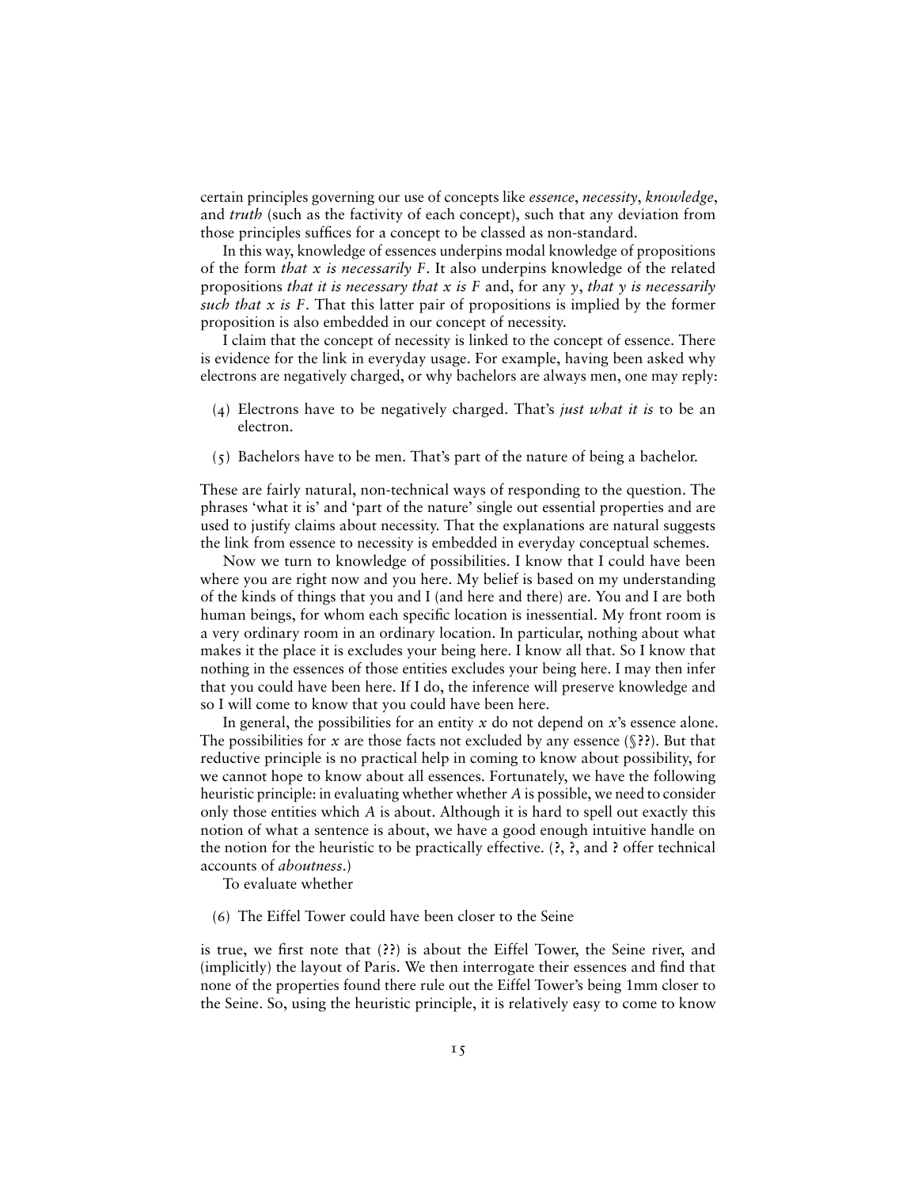certain principles governing our use of concepts like *essence*, *necessity*, *knowledge*, and *truth* (such as the factivity of each concept), such that any deviation from those principles suffices for a concept to be classed as non-standard.

In this way, knowledge of essences underpins modal knowledge of propositions of the form *that x is necessarily F*. It also underpins knowledge of the related propositions *that it is necessary that x is F* and, for any *y*, *that y is necessarily such that x is F*. That this latter pair of propositions is implied by the former proposition is also embedded in our concept of necessity.

I claim that the concept of necessity is linked to the concept of essence. There is evidence for the link in everyday usage. For example, having been asked why electrons are negatively charged, or why bachelors are always men, one may reply:

(4) Electrons have to be negatively charged. That's *just what it is* to be an electron.

(5) Bachelors have to be men. That's part of the nature of being a bachelor.

These are fairly natural, non-technical ways of responding to the question. The phrases 'what it is' and 'part of the nature' single out essential properties and are used to justify claims about necessity. That the explanations are natural suggests the link from essence to necessity is embedded in everyday conceptual schemes.

Now we turn to knowledge of possibilities. I know that I could have been where you are right now and you here. My belief is based on my understanding of the kinds of things that you and I (and here and there) are. You and I are both human beings, for whom each specific location is inessential. My front room is a very ordinary room in an ordinary location. In particular, nothing about what makes it the place it is excludes your being here. I know all that. So I know that nothing in the essences of those entities excludes your being here. I may then infer that you could have been here. If I do, the inference will preserve knowledge and so I will come to know that you could have been here.

In general, the possibilities for an entity *x* do not depend on *x*'s essence alone. The possibilities for *x* are those facts not excluded by any essence (§??). But that reductive principle is no practical help in coming to know about possibility, for we cannot hope to know about all essences. Fortunately, we have the following heuristic principle: in evaluating whether whether *A* is possible, we need to consider only those entities which *A* is about. Although it is hard to spell out exactly this notion of what a sentence is about, we have a good enough intuitive handle on the notion for the heuristic to be practically effective. (?, ?, and ? offer technical accounts of *aboutness*.)

To evaluate whether

(6) The Eiffel Tower could have been closer to the Seine

is true, we first note that (??) is about the Eiffel Tower, the Seine river, and (implicitly) the layout of Paris. We then interrogate their essences and find that none of the properties found there rule out the Eiffel Tower's being 1mm closer to the Seine. So, using the heuristic principle, it is relatively easy to come to know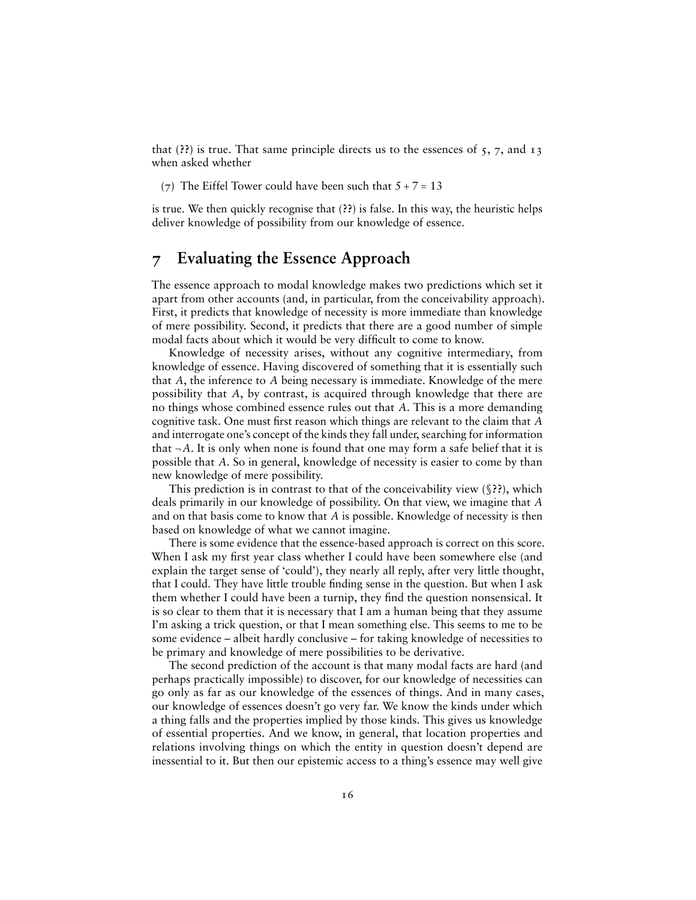that (??) is true. That same principle directs us to the essences of 5, 7, and 13 when asked whether

(7) The Eiffel Tower could have been such that $5 + 7 = 13$

is true. We then quickly recognise that (??) is false. In this way, the heuristic helps deliver knowledge of possibility from our knowledge of essence.

## 7 Evaluating the Essence Approach

The essence approach to modal knowledge makes two predictions which set it apart from other accounts (and, in particular, from the conceivability approach). First, it predicts that knowledge of necessity is more immediate than knowledge of mere possibility. Second, it predicts that there are a good number of simple modal facts about which it would be very difficult to come to know.

Knowledge of necessity arises, without any cognitive intermediary, from knowledge of essence. Having discovered of something that it is essentially such that *A*, the inference to *A* being necessary is immediate. Knowledge of the mere possibility that *A*, by contrast, is acquired through knowledge that there are no things whose combined essence rules out that *A*. This is a more demanding cognitive task. One must first reason which things are relevant to the claim that *A* and interrogate one's concept of the kinds they fall under, searching for information that $\neg A$. It is only when none is found that one may form a safe belief that it is possible that *A*. So in general, knowledge of necessity is easier to come by than new knowledge of mere possibility.

This prediction is in contrast to that of the conceivability view (§??), which deals primarily in our knowledge of possibility. On that view, we imagine that *A* and on that basis come to know that *A* is possible. Knowledge of necessity is then based on knowledge of what we cannot imagine.

There is some evidence that the essence-based approach is correct on this score. When I ask my first year class whether I could have been somewhere else (and explain the target sense of 'could'), they nearly all reply, after very little thought, that I could. They have little trouble finding sense in the question. But when I ask them whether I could have been a turnip, they find the question nonsensical. It is so clear to them that it is necessary that I am a human being that they assume I'm asking a trick question, or that I mean something else. This seems to me to be some evidence – albeit hardly conclusive – for taking knowledge of necessities to be primary and knowledge of mere possibilities to be derivative.

The second prediction of the account is that many modal facts are hard (and perhaps practically impossible) to discover, for our knowledge of necessities can go only as far as our knowledge of the essences of things. And in many cases, our knowledge of essences doesn't go very far. We know the kinds under which a thing falls and the properties implied by those kinds. This gives us knowledge of essential properties. And we know, in general, that location properties and relations involving things on which the entity in question doesn't depend are inessential to it. But then our epistemic access to a thing's essence may well give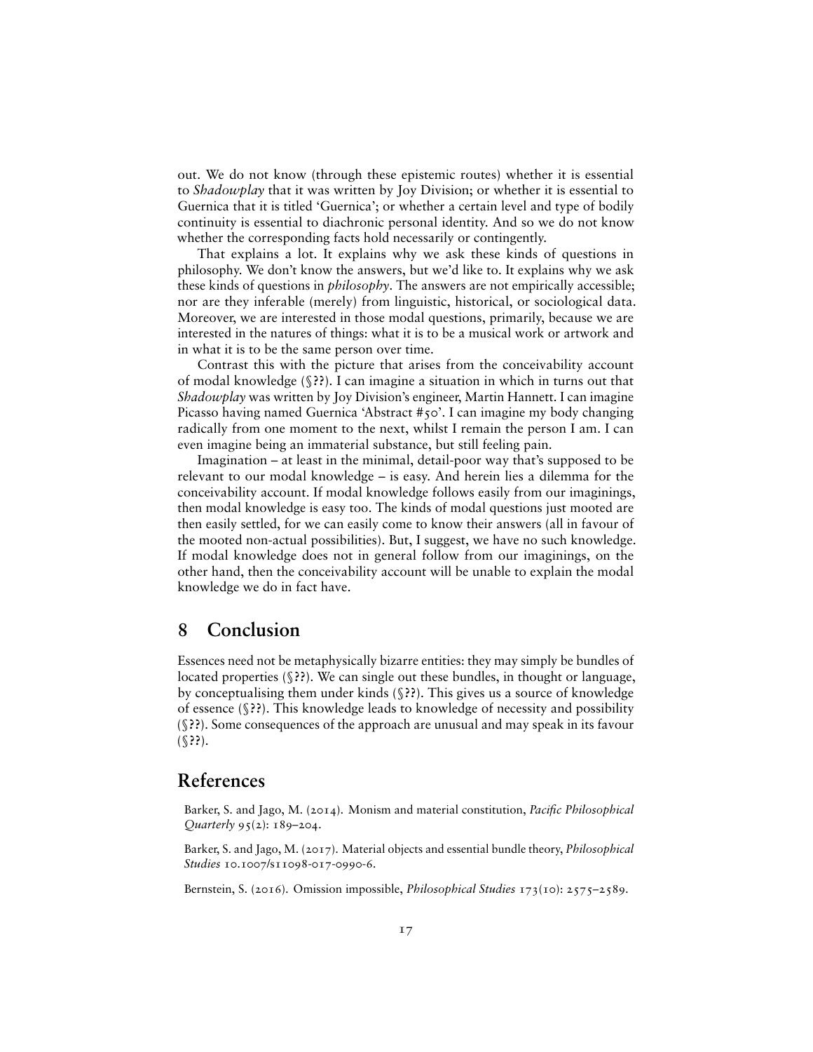out. We do not know (through these epistemic routes) whether it is essential to *Shadowplay* that it was written by Joy Division; or whether it is essential to Guernica that it is titled 'Guernica'; or whether a certain level and type of bodily continuity is essential to diachronic personal identity. And so we do not know whether the corresponding facts hold necessarily or contingently.

That explains a lot. It explains why we ask these kinds of questions in philosophy. We don't know the answers, but we'd like to. It explains why we ask these kinds of questions in *philosophy*. The answers are not empirically accessible; nor are they inferable (merely) from linguistic, historical, or sociological data. Moreover, we are interested in those modal questions, primarily, because we are interested in the natures of things: what it is to be a musical work or artwork and in what it is to be the same person over time.

Contrast this with the picture that arises from the conceivability account of modal knowledge (§??). I can imagine a situation in which in turns out that *Shadowplay* was written by Joy Division's engineer, Martin Hannett. I can imagine Picasso having named Guernica 'Abstract #50'. I can imagine my body changing radically from one moment to the next, whilst I remain the person I am. I can even imagine being an immaterial substance, but still feeling pain.

Imagination – at least in the minimal, detail-poor way that's supposed to be relevant to our modal knowledge – is easy. And herein lies a dilemma for the conceivability account. If modal knowledge follows easily from our imaginings, then modal knowledge is easy too. The kinds of modal questions just mooted are then easily settled, for we can easily come to know their answers (all in favour of the mooted non-actual possibilities). But, I suggest, we have no such knowledge. If modal knowledge does not in general follow from our imaginings, on the other hand, then the conceivability account will be unable to explain the modal knowledge we do in fact have.

## 8 Conclusion

Essences need not be metaphysically bizarre entities: they may simply be bundles of located properties (§??). We can single out these bundles, in thought or language, by conceptualising them under kinds (§??). This gives us a source of knowledge of essence (§??). This knowledge leads to knowledge of necessity and possibility (§??). Some consequences of the approach are unusual and may speak in its favour (§??).

## References

Barker, S. and Jago, M. (2014). Monism and material constitution, *Pacific Philosophical Quarterly* 95(2): 189–204.

Barker, S. and Jago, M. (2017). Material objects and essential bundle theory, *Philosophical Studies* 10.1007/s11098-017-0990-6.

Bernstein, S. (2016). Omission impossible, *Philosophical Studies* 173(10): 2575–2589.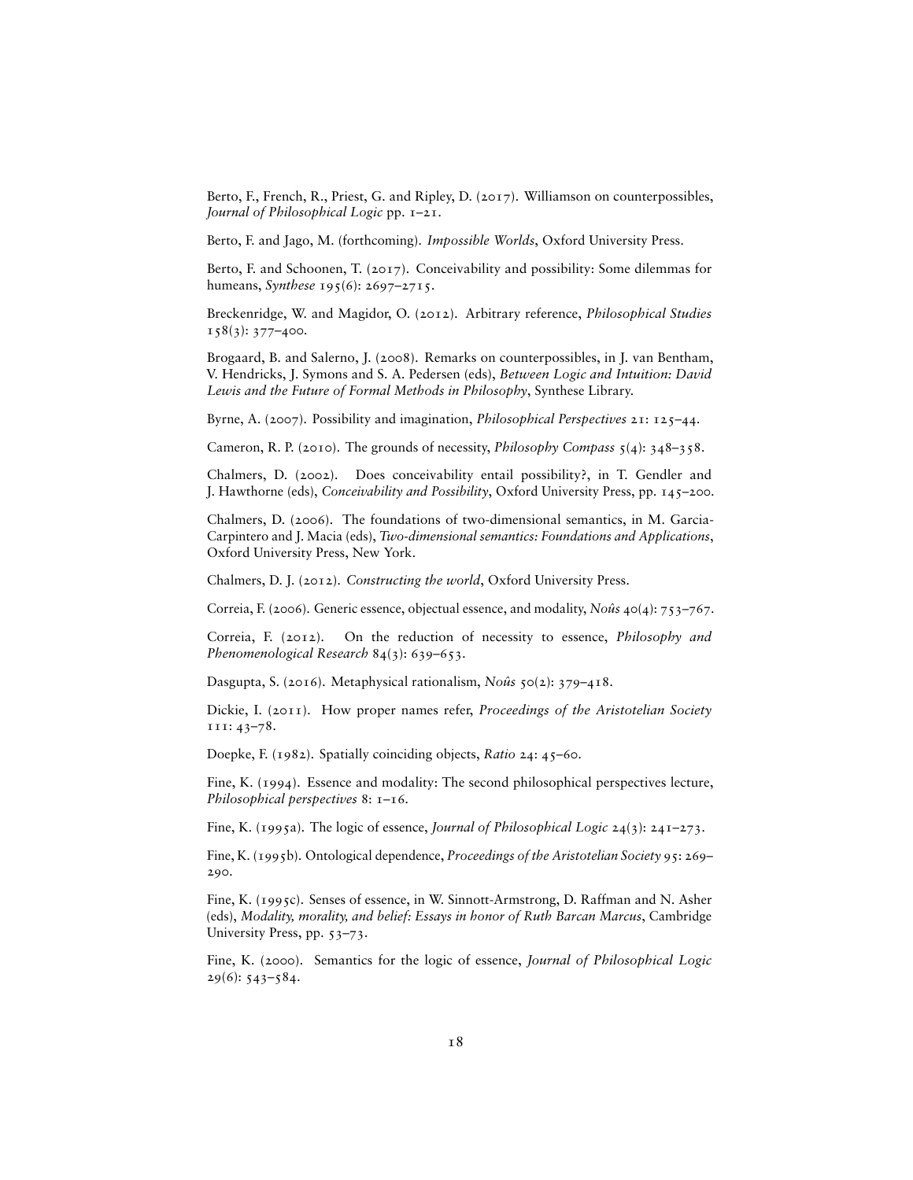Berto, F., French, R., Priest, G. and Ripley, D. (2017). Williamson on counterpossibles, *Journal of Philosophical Logic* pp. 1–21.

Berto, F. and Jago, M. (forthcoming). *Impossible Worlds*, Oxford University Press.

Berto, F. and Schoonen, T. (2017). Conceivability and possibility: Some dilemmas for humeans, *Synthese* 195(6): 2697–2715.

Breckenridge, W. and Magidor, O. (2012). Arbitrary reference, *Philosophical Studies* 158(3): 377–400.

Brogaard, B. and Salerno, J. (2008). Remarks on counterpossibles, in J. van Bentham, V. Hendricks, J. Symons and S. A. Pedersen (eds), *Between Logic and Intuition: David Lewis and the Future of Formal Methods in Philosophy*, Synthese Library.

Byrne, A. (2007). Possibility and imagination, *Philosophical Perspectives* 21: 125–44.

Cameron, R. P. (2010). The grounds of necessity, *Philosophy Compass* 5(4): 348–358.

Chalmers, D. (2002). Does conceivability entail possibility?, in T. Gendler and J. Hawthorne (eds), *Conceivability and Possibility*, Oxford University Press, pp. 145–200.

Chalmers, D. (2006). The foundations of two-dimensional semantics, in M. Garcia-Carpintero and J. Macia (eds), *Two-dimensional semantics: Foundations and Applications*, Oxford University Press, New York.

Chalmers, D. J. (2012). *Constructing the world*, Oxford University Press.

Correia, F. (2006). Generic essence, objectual essence, and modality, *Noûs* 40(4): 753–767.

Correia, F. (2012). On the reduction of necessity to essence, *Philosophy and Phenomenological Research* 84(3): 639–653.

Dasgupta, S. (2016). Metaphysical rationalism, *Noûs* 50(2): 379–418.

Dickie, I. (2011). How proper names refer, *Proceedings of the Aristotelian Society* 111: 43–78.

Doepke, F. (1982). Spatially coinciding objects, *Ratio* 24: 45–60.

Fine, K. (1994). Essence and modality: The second philosophical perspectives lecture, *Philosophical perspectives* 8: 1–16.

Fine, K. (1995a). The logic of essence, *Journal of Philosophical Logic* 24(3): 241–273.

Fine, K. (1995b). Ontological dependence, *Proceedings of the Aristotelian Society* 95: 269–290.

Fine, K. (1995c). Senses of essence, in W. Sinnott-Armstrong, D. Raffman and N. Asher (eds), *Modality, morality, and belief: Essays in honor of Ruth Barcan Marcus*, Cambridge University Press, pp. 53–73.

Fine, K. (2000). Semantics for the logic of essence, *Journal of Philosophical Logic* 29(6): 543–584.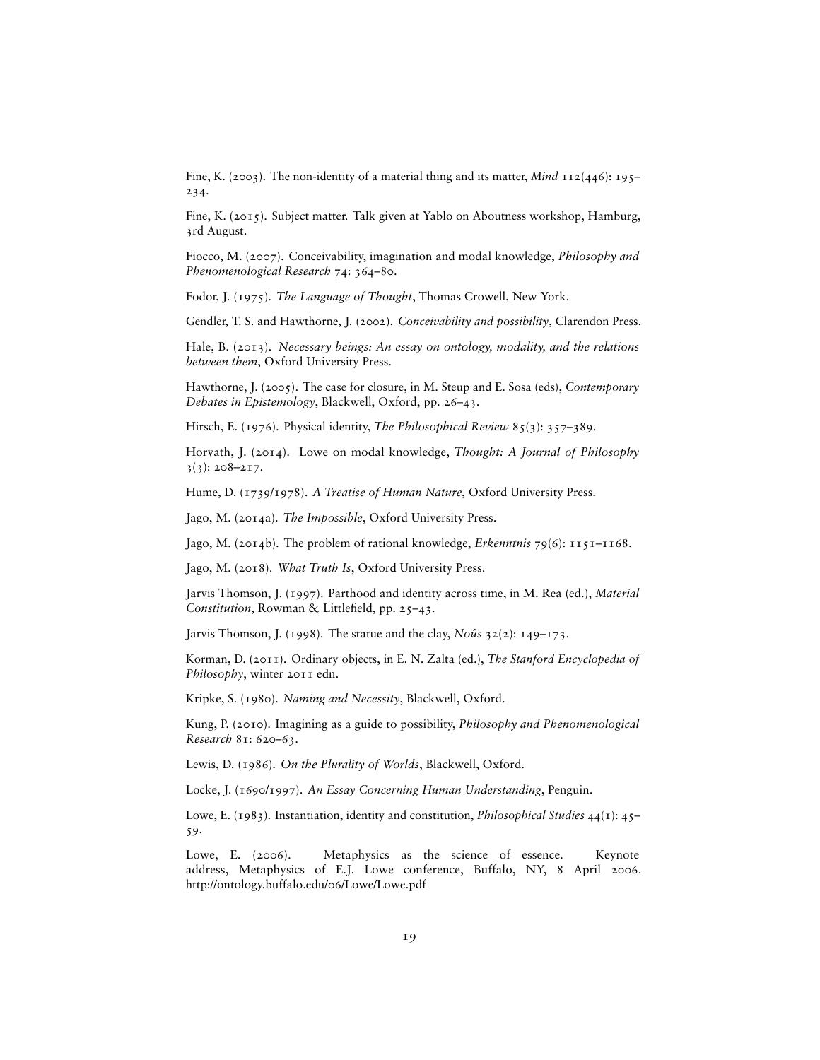Fine, K. (2003). The non-identity of a material thing and its matter, *Mind* 112(446): 195–234.

Fine, K. (2015). Subject matter. Talk given at Yablo on Aboutness workshop, Hamburg, 3rd August.

Fiocco, M. (2007). Conceivability, imagination and modal knowledge, *Philosophy and Phenomenological Research* 74: 364–80.

Fodor, J. (1975). *The Language of Thought*, Thomas Crowell, New York.

Gendler, T. S. and Hawthorne, J. (2002). *Conceivability and possibility*, Clarendon Press.

Hale, B. (2013). *Necessary beings: An essay on ontology, modality, and the relations between them*, Oxford University Press.

Hawthorne, J. (2005). The case for closure, in M. Steup and E. Sosa (eds), *Contemporary Debates in Epistemology*, Blackwell, Oxford, pp. 26–43.

Hirsch, E. (1976). Physical identity, *The Philosophical Review* 85(3): 357–389.

Horvath, J. (2014). Lowe on modal knowledge, *Thought: A Journal of Philosophy* 3(3): 208–217.

Hume, D. (1739/1978). *A Treatise of Human Nature*, Oxford University Press.

Jago, M. (2014a). *The Impossible*, Oxford University Press.

Jago, M. (2014b). The problem of rational knowledge, *Erkenntnis* 79(6): 1151–1168.

Jago, M. (2018). *What Truth Is*, Oxford University Press.

Jarvis Thomson, J. (1997). Parthood and identity across time, in M. Rea (ed.), *Material Constitution*, Rowman & Littlefield, pp. 25–43.

Jarvis Thomson, J. (1998). The statue and the clay, *Noûs* 32(2): 149–173.

Korman, D. (2011). Ordinary objects, in E. N. Zalta (ed.), *The Stanford Encyclopedia of Philosophy*, winter 2011 edn.

Kripke, S. (1980). *Naming and Necessity*, Blackwell, Oxford.

Kung, P. (2010). Imagining as a guide to possibility, *Philosophy and Phenomenological Research* 81: 620–63.

Lewis, D. (1986). *On the Plurality of Worlds*, Blackwell, Oxford.

Locke, J. (1690/1997). *An Essay Concerning Human Understanding*, Penguin.

Lowe, E. (1983). Instantiation, identity and constitution, *Philosophical Studies* 44(1): 45–59.

Lowe, E. (2006). Metaphysics as the science of essence. Keynote address, Metaphysics of E.J. Lowe conference, Buffalo, NY, 8 April 2006. http://ontology.buffalo.edu/06/Lowe/Lowe.pdf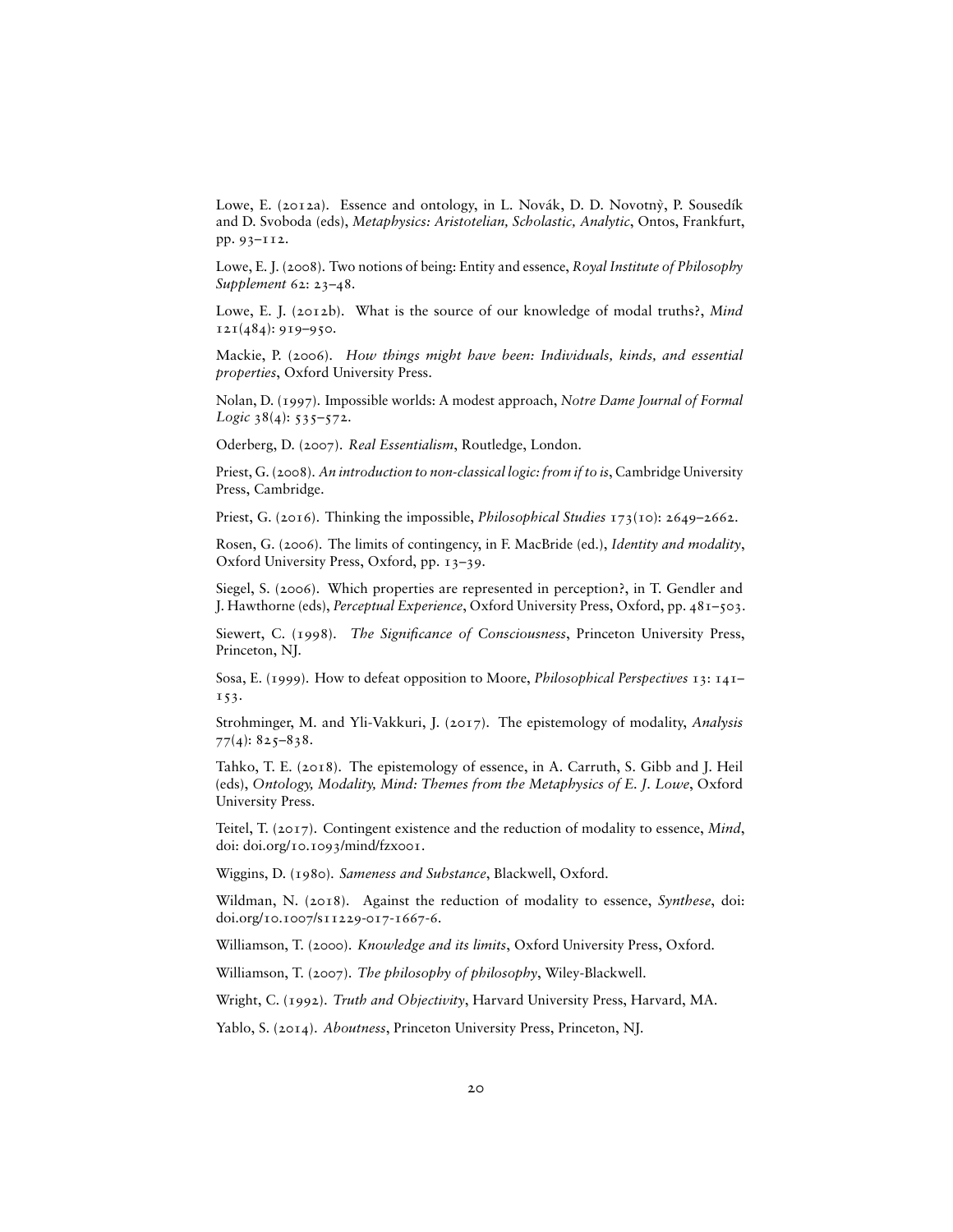Lowe, E. (2012a). Essence and ontology, in L. Novák, D. D. Novotnỳ, P. Sousedík and D. Svoboda (eds), *Metaphysics: Aristotelian, Scholastic, Analytic*, Ontos, Frankfurt, pp. 93–112.

Lowe, E. J. (2008). Two notions of being: Entity and essence, *Royal Institute of Philosophy Supplement* 62: 23–48.

Lowe, E. J. (2012b). What is the source of our knowledge of modal truths?, *Mind* 121(484): 919–950.

Mackie, P. (2006). *How things might have been: Individuals, kinds, and essential properties*, Oxford University Press.

Nolan, D. (1997). Impossible worlds: A modest approach, *Notre Dame Journal of Formal Logic* 38(4): 535–572.

Oderberg, D. (2007). *Real Essentialism*, Routledge, London.

Priest, G. (2008). *An introduction to non-classical logic: from if to is*, Cambridge University Press, Cambridge.

Priest, G. (2016). Thinking the impossible, *Philosophical Studies* 173(10): 2649–2662.

Rosen, G. (2006). The limits of contingency, in F. MacBride (ed.), *Identity and modality*, Oxford University Press, Oxford, pp. 13–39.

Siegel, S. (2006). Which properties are represented in perception?, in T. Gendler and J. Hawthorne (eds), *Perceptual Experience*, Oxford University Press, Oxford, pp. 481–503.

Siewert, C. (1998). *The Significance of Consciousness*, Princeton University Press, Princeton, NJ.

Sosa, E. (1999). How to defeat opposition to Moore, *Philosophical Perspectives* 13: 141–153.

Strohminger, M. and Yli-Vakkuri, J. (2017). The epistemology of modality, *Analysis* 77(4): 825–838.

Tahko, T. E. (2018). The epistemology of essence, in A. Carruth, S. Gibb and J. Heil (eds), *Ontology, Modality, Mind: Themes from the Metaphysics of E. J. Lowe*, Oxford University Press.

Teitel, T. (2017). Contingent existence and the reduction of modality to essence, *Mind*, doi: doi.org/10.1093/mind/fzx001.

Wiggins, D. (1980). *Sameness and Substance*, Blackwell, Oxford.

Wildman, N. (2018). Against the reduction of modality to essence, *Synthese*, doi: doi.org/10.1007/s11229-017-1667-6.

Williamson, T. (2000). *Knowledge and its limits*, Oxford University Press, Oxford.

Williamson, T. (2007). *The philosophy of philosophy*, Wiley-Blackwell.

Wright, C. (1992). *Truth and Objectivity*, Harvard University Press, Harvard, MA.

Yablo, S. (2014). *Aboutness*, Princeton University Press, Princeton, NJ.